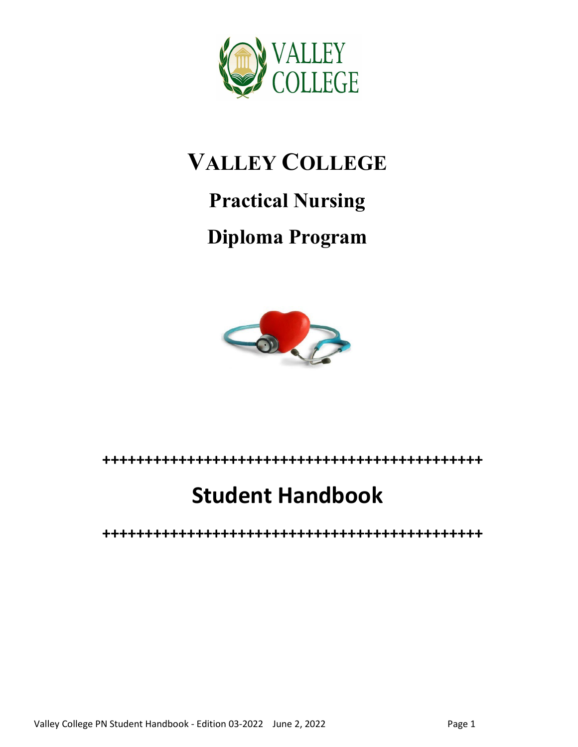# VALLEY COLLEGE

## Practical Nursing

## Diploma Program

++++++++++++++++++++++++++++++++++++++++++++++

# Student Handbook

++++++++++++++++++++++++++++++++++++++++++++++

Valley College PN Student Handbook - Edition 03-2022 June 2, 2022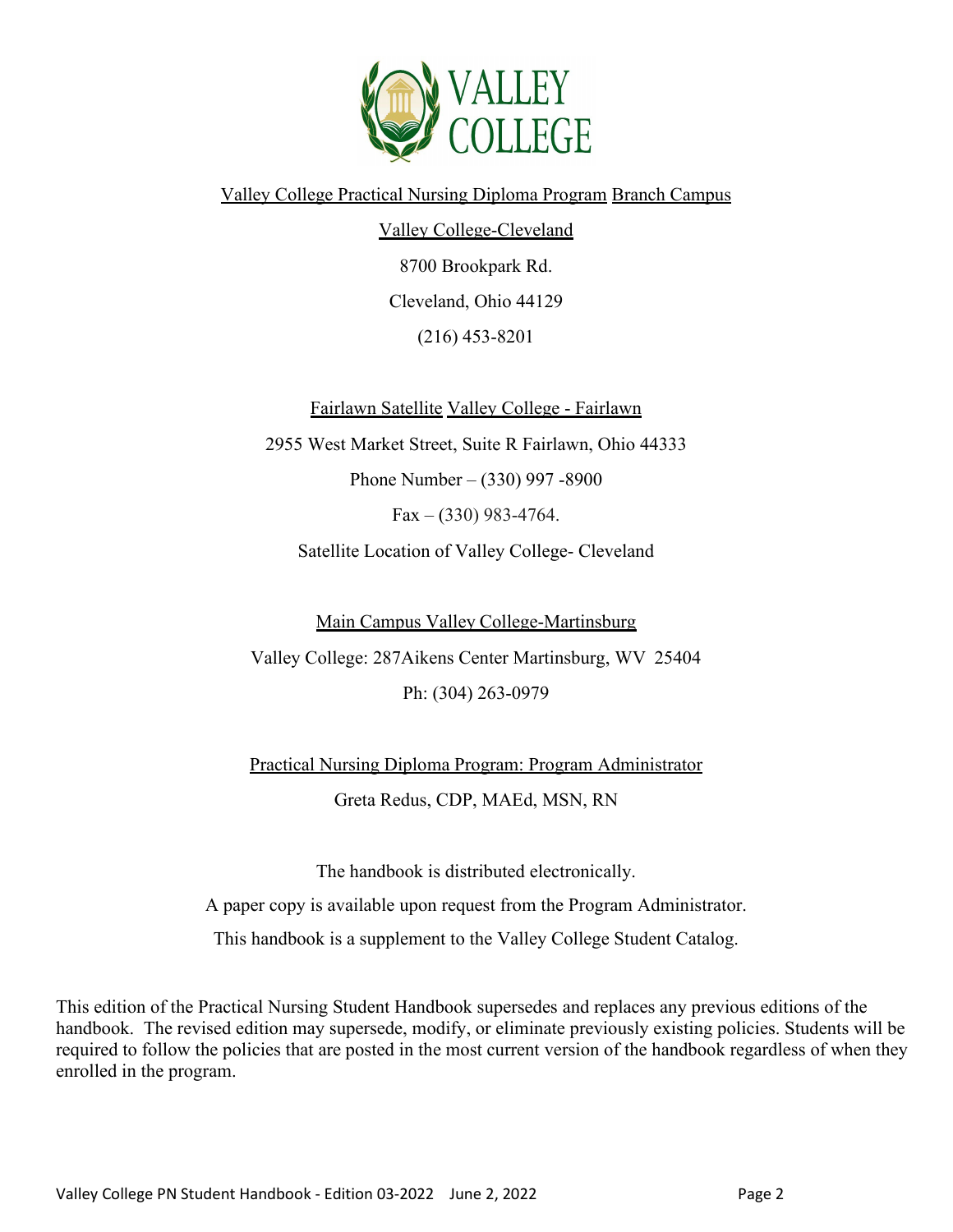Valley College Practical Nursing Diploma Program Branch Campus

Valley College-Cleveland

8700 Brookpark Rd.

Cleveland, Ohio 44129

(216) 453-8201

Fairlawn Satellite Valley College - Fairlawn

2955 West Market Street, Suite R Fairlawn, Ohio 44333

Phone Number – (330) 997 -8900

Fax – (330) 983-4764.

Satellite Location of Valley College- Cleveland

Main Campus Valley College-Martinsburg

Valley College: 287Aikens Center Martinsburg, WV 25404

Ph: (304) 263-0979

Practical Nursing Diploma Program: Program Administrator

Greta Redus, CDP, MAEd, MSN, RN

The handbook is distributed electronically.

A paper copy is available upon request from the Program Administrator.

This handbook is a supplement to the Valley College Student Catalog.

This edition of the Practical Nursing Student Handbook supersedes and replaces any previous editions of the handbook. The revised edition may supersede, modify, or eliminate previously existing policies. Students will be required to follow the policies that are posted in the most current version of the handbook regardless of when they enrolled in the program.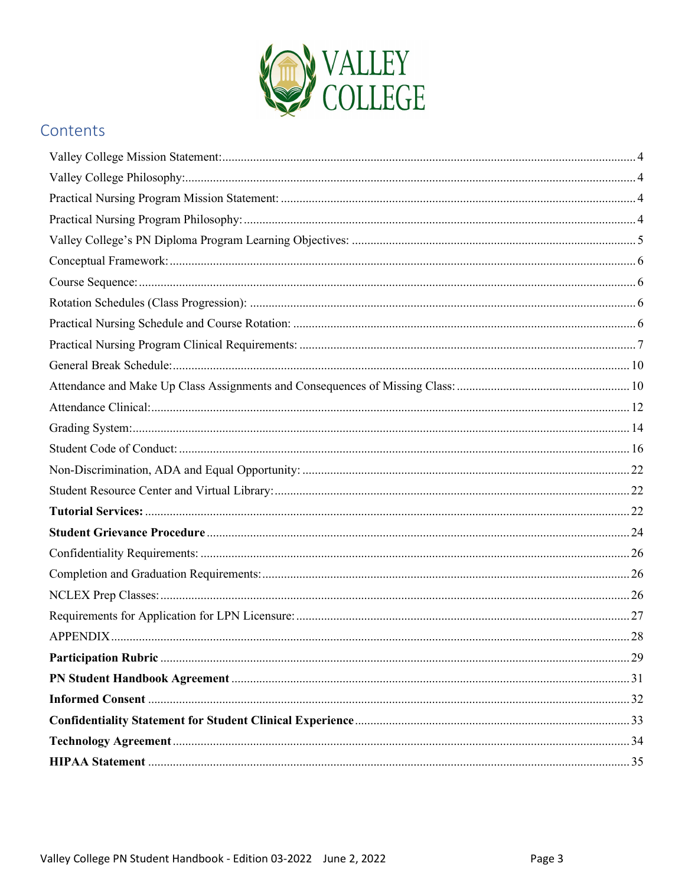# Contents

Valley College Mission Statement: 4
Valley College Philosophy: 4
Practical Nursing Program Mission Statement: 4
Practical Nursing Program Philosophy: 4
Valley College's PN Diploma Program Learning Objectives: 5
Conceptual Framework: 6
Course Sequence: 6
Rotation Schedules (Class Progression): 6
Practical Nursing Schedule and Course Rotation: 6
Practical Nursing Program Clinical Requirements: 7
General Break Schedule: 10
Attendance and Make Up Class Assignments and Consequences of Missing Class: 10
Attendance Clinical: 12
Grading System: 14
Student Code of Conduct: 16
Non-Discrimination, ADA and Equal Opportunity: 22
Student Resource Center and Virtual Library: 22
**Tutorial Services:** 22
**Student Grievance Procedure** 24
Confidentiality Requirements: 26
Completion and Graduation Requirements: 26
NCLEX Prep Classes: 26
Requirements for Application for LPN Licensure: 27
APPENDIX 28
**Participation Rubric** 29
**PN Student Handbook Agreement** 31
**Informed Consent** 32
**Confidentiality Statement for Student Clinical Experience** 33
**Technology Agreement** 34
**HIPAA Statement** 35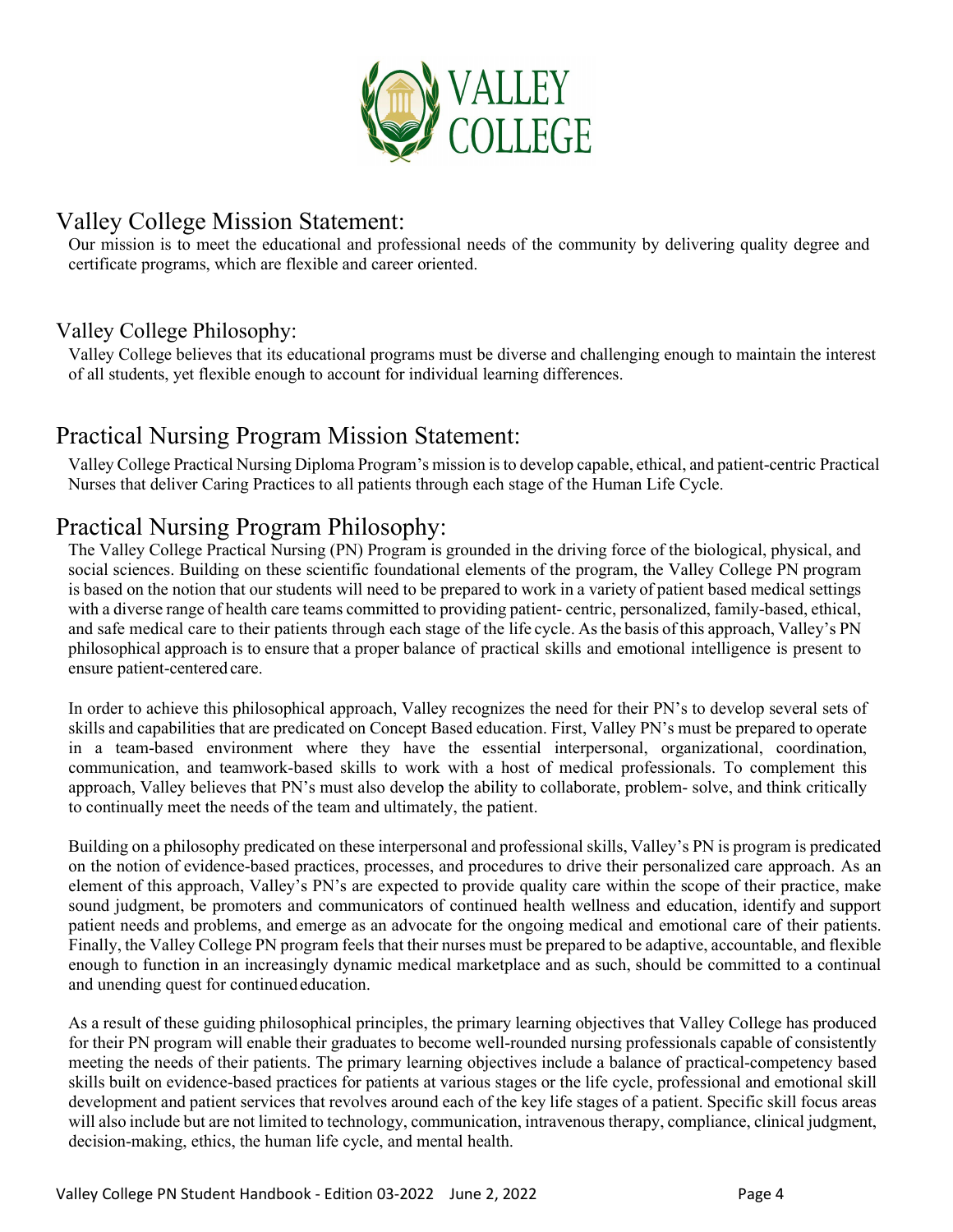## Valley College Mission Statement:

Our mission is to meet the educational and professional needs of the community by delivering quality degree and certificate programs, which are flexible and career oriented.

## Valley College Philosophy:

Valley College believes that its educational programs must be diverse and challenging enough to maintain the interest of all students, yet flexible enough to account for individual learning differences.

## Practical Nursing Program Mission Statement:

Valley College Practical Nursing Diploma Program's mission is to develop capable, ethical, and patient-centric Practical Nurses that deliver Caring Practices to all patients through each stage of the Human Life Cycle.

## Practical Nursing Program Philosophy:

The Valley College Practical Nursing (PN) Program is grounded in the driving force of the biological, physical, and social sciences. Building on these scientific foundational elements of the program, the Valley College PN program is based on the notion that our students will need to be prepared to work in a variety of patient based medical settings with a diverse range of health care teams committed to providing patient- centric, personalized, family-based, ethical, and safe medical care to their patients through each stage of the life cycle. As the basis of this approach, Valley's PN philosophical approach is to ensure that a proper balance of practical skills and emotional intelligence is present to ensure patient-centered care.

In order to achieve this philosophical approach, Valley recognizes the need for their PN's to develop several sets of skills and capabilities that are predicated on Concept Based education. First, Valley PN's must be prepared to operate in a team-based environment where they have the essential interpersonal, organizational, coordination, communication, and teamwork-based skills to work with a host of medical professionals. To complement this approach, Valley believes that PN's must also develop the ability to collaborate, problem- solve, and think critically to continually meet the needs of the team and ultimately, the patient.

Building on a philosophy predicated on these interpersonal and professional skills, Valley's PN is program is predicated on the notion of evidence-based practices, processes, and procedures to drive their personalized care approach. As an element of this approach, Valley's PN's are expected to provide quality care within the scope of their practice, make sound judgment, be promoters and communicators of continued health wellness and education, identify and support patient needs and problems, and emerge as an advocate for the ongoing medical and emotional care of their patients. Finally, the Valley College PN program feels that their nurses must be prepared to be adaptive, accountable, and flexible enough to function in an increasingly dynamic medical marketplace and as such, should be committed to a continual and unending quest for continued education.

As a result of these guiding philosophical principles, the primary learning objectives that Valley College has produced for their PN program will enable their graduates to become well-rounded nursing professionals capable of consistently meeting the needs of their patients. The primary learning objectives include a balance of practical-competency based skills built on evidence-based practices for patients at various stages or the life cycle, professional and emotional skill development and patient services that revolves around each of the key life stages of a patient. Specific skill focus areas will also include but are not limited to technology, communication, intravenous therapy, compliance, clinical judgment, decision-making, ethics, the human life cycle, and mental health.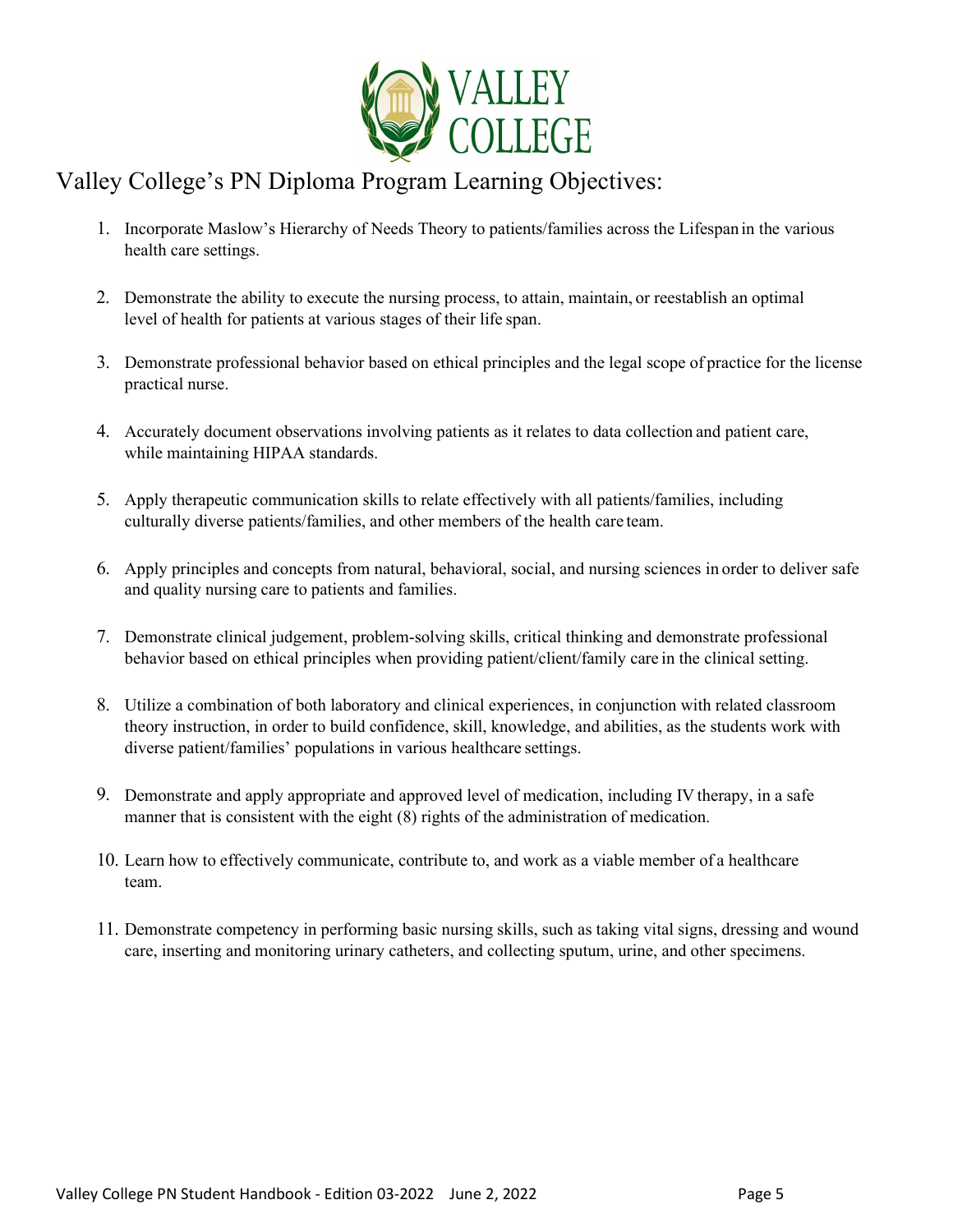# Valley College's PN Diploma Program Learning Objectives:

1. Incorporate Maslow's Hierarchy of Needs Theory to patients/families across the Lifespan in the various health care settings.

2. Demonstrate the ability to execute the nursing process, to attain, maintain, or reestablish an optimal level of health for patients at various stages of their life span.

3. Demonstrate professional behavior based on ethical principles and the legal scope of practice for the license practical nurse.

4. Accurately document observations involving patients as it relates to data collection and patient care, while maintaining HIPAA standards.

5. Apply therapeutic communication skills to relate effectively with all patients/families, including culturally diverse patients/families, and other members of the health care team.

6. Apply principles and concepts from natural, behavioral, social, and nursing sciences in order to deliver safe and quality nursing care to patients and families.

7. Demonstrate clinical judgement, problem-solving skills, critical thinking and demonstrate professional behavior based on ethical principles when providing patient/client/family care in the clinical setting.

8. Utilize a combination of both laboratory and clinical experiences, in conjunction with related classroom theory instruction, in order to build confidence, skill, knowledge, and abilities, as the students work with diverse patient/families' populations in various healthcare settings.

9. Demonstrate and apply appropriate and approved level of medication, including IV therapy, in a safe manner that is consistent with the eight (8) rights of the administration of medication.

10. Learn how to effectively communicate, contribute to, and work as a viable member of a healthcare team.

11. Demonstrate competency in performing basic nursing skills, such as taking vital signs, dressing and wound care, inserting and monitoring urinary catheters, and collecting sputum, urine, and other specimens.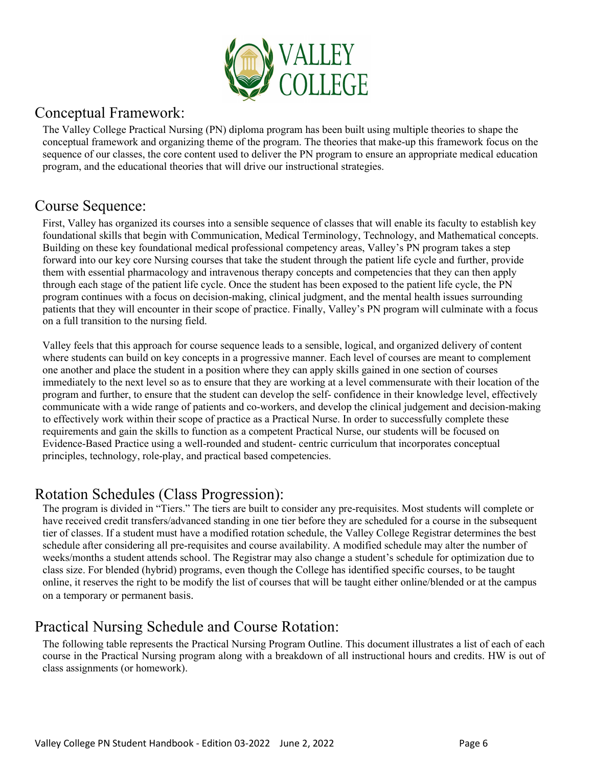## Conceptual Framework:

The Valley College Practical Nursing (PN) diploma program has been built using multiple theories to shape the conceptual framework and organizing theme of the program. The theories that make-up this framework focus on the sequence of our classes, the core content used to deliver the PN program to ensure an appropriate medical education program, and the educational theories that will drive our instructional strategies.

## Course Sequence:

First, Valley has organized its courses into a sensible sequence of classes that will enable its faculty to establish key foundational skills that begin with Communication, Medical Terminology, Technology, and Mathematical concepts. Building on these key foundational medical professional competency areas, Valley's PN program takes a step forward into our key core Nursing courses that take the student through the patient life cycle and further, provide them with essential pharmacology and intravenous therapy concepts and competencies that they can then apply through each stage of the patient life cycle. Once the student has been exposed to the patient life cycle, the PN program continues with a focus on decision-making, clinical judgment, and the mental health issues surrounding patients that they will encounter in their scope of practice. Finally, Valley's PN program will culminate with a focus on a full transition to the nursing field.

Valley feels that this approach for course sequence leads to a sensible, logical, and organized delivery of content where students can build on key concepts in a progressive manner. Each level of courses are meant to complement one another and place the student in a position where they can apply skills gained in one section of courses immediately to the next level so as to ensure that they are working at a level commensurate with their location of the program and further, to ensure that the student can develop the self- confidence in their knowledge level, effectively communicate with a wide range of patients and co-workers, and develop the clinical judgement and decision-making to effectively work within their scope of practice as a Practical Nurse. In order to successfully complete these requirements and gain the skills to function as a competent Practical Nurse, our students will be focused on Evidence-Based Practice using a well-rounded and student- centric curriculum that incorporates conceptual principles, technology, role-play, and practical based competencies.

## Rotation Schedules (Class Progression):

The program is divided in "Tiers." The tiers are built to consider any pre-requisites. Most students will complete or have received credit transfers/advanced standing in one tier before they are scheduled for a course in the subsequent tier of classes. If a student must have a modified rotation schedule, the Valley College Registrar determines the best schedule after considering all pre-requisites and course availability. A modified schedule may alter the number of weeks/months a student attends school. The Registrar may also change a student's schedule for optimization due to class size. For blended (hybrid) programs, even though the College has identified specific courses, to be taught online, it reserves the right to be modify the list of courses that will be taught either online/blended or at the campus on a temporary or permanent basis.

## Practical Nursing Schedule and Course Rotation:

The following table represents the Practical Nursing Program Outline. This document illustrates a list of each of each course in the Practical Nursing program along with a breakdown of all instructional hours and credits. HW is out of class assignments (or homework).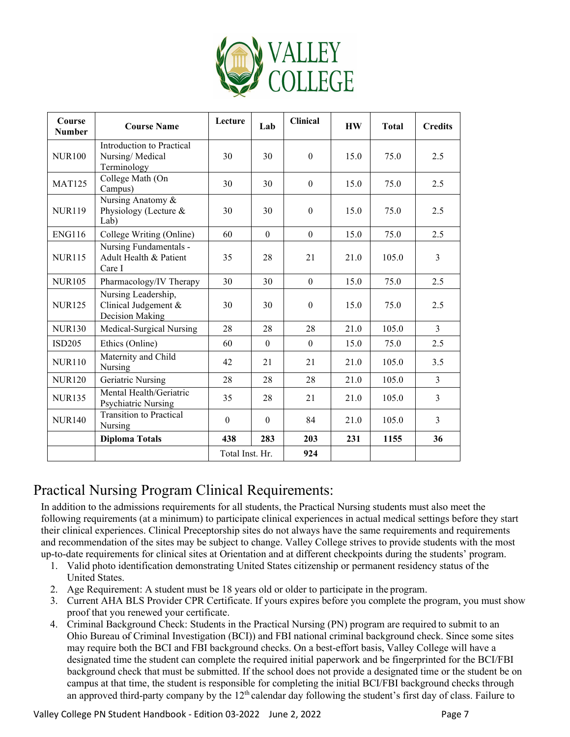| Course Number | Course Name | Lecture | Lab | Clinical | HW | Total | Credits |
|---|---|---|---|---|---|---|---|
| NUR100 | Introduction to Practical Nursing/ Medical Terminology | 30 | 30 | 0 | 15.0 | 75.0 | 2.5 |
| MAT125 | College Math (On Campus) | 30 | 30 | 0 | 15.0 | 75.0 | 2.5 |
| NUR119 | Nursing Anatomy & Physiology (Lecture & Lab) | 30 | 30 | 0 | 15.0 | 75.0 | 2.5 |
| ENG116 | College Writing (Online) | 60 | 0 | 0 | 15.0 | 75.0 | 2.5 |
| NUR115 | Nursing Fundamentals - Adult Health & Patient Care I | 35 | 28 | 21 | 21.0 | 105.0 | 3 |
| NUR105 | Pharmacology/IV Therapy | 30 | 30 | 0 | 15.0 | 75.0 | 2.5 |
| NUR125 | Nursing Leadership, Clinical Judgement & Decision Making | 30 | 30 | 0 | 15.0 | 75.0 | 2.5 |
| NUR130 | Medical-Surgical Nursing | 28 | 28 | 28 | 21.0 | 105.0 | 3 |
| ISD205 | Ethics (Online) | 60 | 0 | 0 | 15.0 | 75.0 | 2.5 |
| NUR110 | Maternity and Child Nursing | 42 | 21 | 21 | 21.0 | 105.0 | 3.5 |
| NUR120 | Geriatric Nursing | 28 | 28 | 28 | 21.0 | 105.0 | 3 |
| NUR135 | Mental Health/Geriatric Psychiatric Nursing | 35 | 28 | 21 | 21.0 | 105.0 | 3 |
| NUR140 | Transition to Practical Nursing | 0 | 0 | 84 | 21.0 | 105.0 | 3 |
| | **Diploma Totals** | **438** | **283** | **203** | **231** | **1155** | **36** |
| | | Total Inst. Hr. | | **924** | | | |

## Practical Nursing Program Clinical Requirements:

In addition to the admissions requirements for all students, the Practical Nursing students must also meet the following requirements (at a minimum) to participate clinical experiences in actual medical settings before they start their clinical experiences. Clinical Preceptorship sites do not always have the same requirements and requirements and recommendation of the sites may be subject to change. Valley College strives to provide students with the most up-to-date requirements for clinical sites at Orientation and at different checkpoints during the students' program.

1. Valid photo identification demonstrating United States citizenship or permanent residency status of the United States.
2. Age Requirement: A student must be 18 years old or older to participate in the program.
3. Current AHA BLS Provider CPR Certificate. If yours expires before you complete the program, you must show proof that you renewed your certificate.
4. Criminal Background Check: Students in the Practical Nursing (PN) program are required to submit to an Ohio Bureau of Criminal Investigation (BCI)) and FBI national criminal background check. Since some sites may require both the BCI and FBI background checks. On a best-effort basis, Valley College will have a designated time the student can complete the required initial paperwork and be fingerprinted for the BCI/FBI background check that must be submitted. If the school does not provide a designated time or the student be on campus at that time, the student is responsible for completing the initial BCI/FBI background checks through an approved third-party company by the 12th calendar day following the student's first day of class. Failure to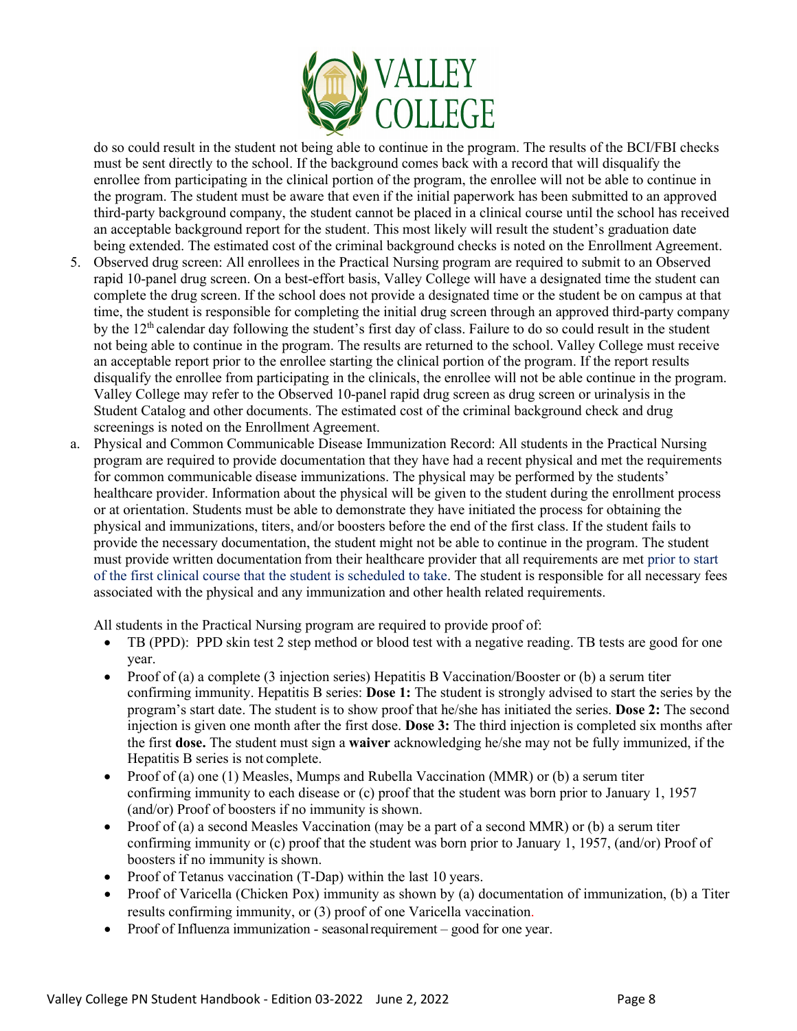do so could result in the student not being able to continue in the program. The results of the BCI/FBI checks must be sent directly to the school. If the background comes back with a record that will disqualify the enrollee from participating in the clinical portion of the program, the enrollee will not be able to continue in the program. The student must be aware that even if the initial paperwork has been submitted to an approved third-party background company, the student cannot be placed in a clinical course until the school has received an acceptable background report for the student. This most likely will result the student's graduation date being extended. The estimated cost of the criminal background checks is noted on the Enrollment Agreement.

5. Observed drug screen: All enrollees in the Practical Nursing program are required to submit to an Observed rapid 10-panel drug screen. On a best-effort basis, Valley College will have a designated time the student can complete the drug screen. If the school does not provide a designated time or the student be on campus at that time, the student is responsible for completing the initial drug screen through an approved third-party company by the 12th calendar day following the student's first day of class. Failure to do so could result in the student not being able to continue in the program. The results are returned to the school. Valley College must receive an acceptable report prior to the enrollee starting the clinical portion of the program. If the report results disqualify the enrollee from participating in the clinicals, the enrollee will not be able continue in the program. Valley College may refer to the Observed 10-panel rapid drug screen as drug screen or urinalysis in the Student Catalog and other documents. The estimated cost of the criminal background check and drug screenings is noted on the Enrollment Agreement.

a. Physical and Common Communicable Disease Immunization Record: All students in the Practical Nursing program are required to provide documentation that they have had a recent physical and met the requirements for common communicable disease immunizations. The physical may be performed by the students' healthcare provider. Information about the physical will be given to the student during the enrollment process or at orientation. Students must be able to demonstrate they have initiated the process for obtaining the physical and immunizations, titers, and/or boosters before the end of the first class. If the student fails to provide the necessary documentation, the student might not be able to continue in the program. The student must provide written documentation from their healthcare provider that all requirements are met prior to start of the first clinical course that the student is scheduled to take. The student is responsible for all necessary fees associated with the physical and any immunization and other health related requirements.

   All students in the Practical Nursing program are required to provide proof of:

   - TB (PPD): PPD skin test 2 step method or blood test with a negative reading. TB tests are good for one year.
   - Proof of (a) a complete (3 injection series) Hepatitis B Vaccination/Booster or (b) a serum titer confirming immunity. Hepatitis B series: **Dose 1:** The student is strongly advised to start the series by the program's start date. The student is to show proof that he/she has initiated the series. **Dose 2:** The second injection is given one month after the first dose. **Dose 3:** The third injection is completed six months after the first **dose.** The student must sign a **waiver** acknowledging he/she may not be fully immunized, if the Hepatitis B series is not complete.
   - Proof of (a) one (1) Measles, Mumps and Rubella Vaccination (MMR) or (b) a serum titer confirming immunity to each disease or (c) proof that the student was born prior to January 1, 1957 (and/or) Proof of boosters if no immunity is shown.
   - Proof of (a) a second Measles Vaccination (may be a part of a second MMR) or (b) a serum titer confirming immunity or (c) proof that the student was born prior to January 1, 1957, (and/or) Proof of boosters if no immunity is shown.
   - Proof of Tetanus vaccination (T-Dap) within the last 10 years.
   - Proof of Varicella (Chicken Pox) immunity as shown by (a) documentation of immunization, (b) a Titer results confirming immunity, or (3) proof of one Varicella vaccination.
   - Proof of Influenza immunization - seasonal requirement – good for one year.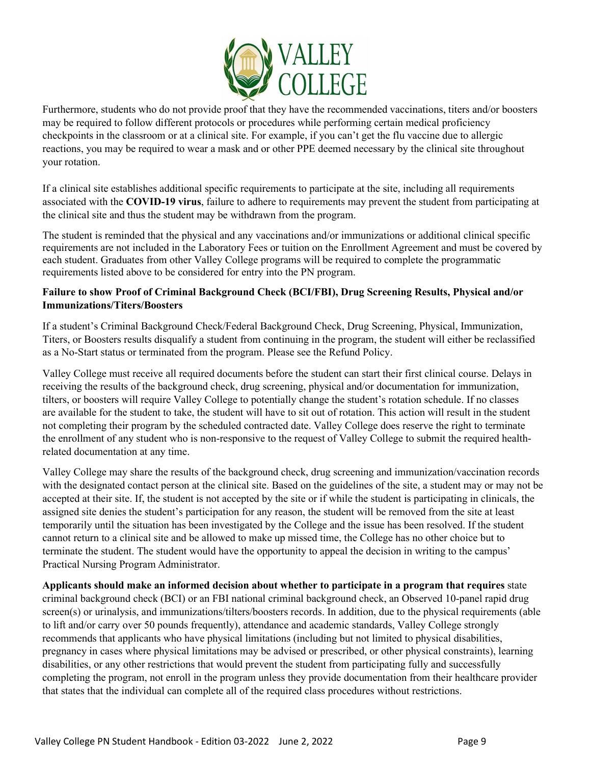Furthermore, students who do not provide proof that they have the recommended vaccinations, titers and/or boosters may be required to follow different protocols or procedures while performing certain medical proficiency checkpoints in the classroom or at a clinical site. For example, if you can't get the flu vaccine due to allergic reactions, you may be required to wear a mask and or other PPE deemed necessary by the clinical site throughout your rotation.

If a clinical site establishes additional specific requirements to participate at the site, including all requirements associated with the **COVID-19 virus**, failure to adhere to requirements may prevent the student from participating at the clinical site and thus the student may be withdrawn from the program.

The student is reminded that the physical and any vaccinations and/or immunizations or additional clinical specific requirements are not included in the Laboratory Fees or tuition on the Enrollment Agreement and must be covered by each student. Graduates from other Valley College programs will be required to complete the programmatic requirements listed above to be considered for entry into the PN program.

**Failure to show Proof of Criminal Background Check (BCI/FBI), Drug Screening Results, Physical and/or Immunizations/Titers/Boosters**

If a student's Criminal Background Check/Federal Background Check, Drug Screening, Physical, Immunization, Titers, or Boosters results disqualify a student from continuing in the program, the student will either be reclassified as a No-Start status or terminated from the program. Please see the Refund Policy.

Valley College must receive all required documents before the student can start their first clinical course. Delays in receiving the results of the background check, drug screening, physical and/or documentation for immunization, tilters, or boosters will require Valley College to potentially change the student's rotation schedule. If no classes are available for the student to take, the student will have to sit out of rotation. This action will result in the student not completing their program by the scheduled contracted date. Valley College does reserve the right to terminate the enrollment of any student who is non-responsive to the request of Valley College to submit the required health-related documentation at any time.

Valley College may share the results of the background check, drug screening and immunization/vaccination records with the designated contact person at the clinical site. Based on the guidelines of the site, a student may or may not be accepted at their site. If, the student is not accepted by the site or if while the student is participating in clinicals, the assigned site denies the student's participation for any reason, the student will be removed from the site at least temporarily until the situation has been investigated by the College and the issue has been resolved. If the student cannot return to a clinical site and be allowed to make up missed time, the College has no other choice but to terminate the student. The student would have the opportunity to appeal the decision in writing to the campus' Practical Nursing Program Administrator.

**Applicants should make an informed decision about whether to participate in a program that requires** state criminal background check (BCI) or an FBI national criminal background check, an Observed 10-panel rapid drug screen(s) or urinalysis, and immunizations/tilters/boosters records. In addition, due to the physical requirements (able to lift and/or carry over 50 pounds frequently), attendance and academic standards, Valley College strongly recommends that applicants who have physical limitations (including but not limited to physical disabilities, pregnancy in cases where physical limitations may be advised or prescribed, or other physical constraints), learning disabilities, or any other restrictions that would prevent the student from participating fully and successfully completing the program, not enroll in the program unless they provide documentation from their healthcare provider that states that the individual can complete all of the required class procedures without restrictions.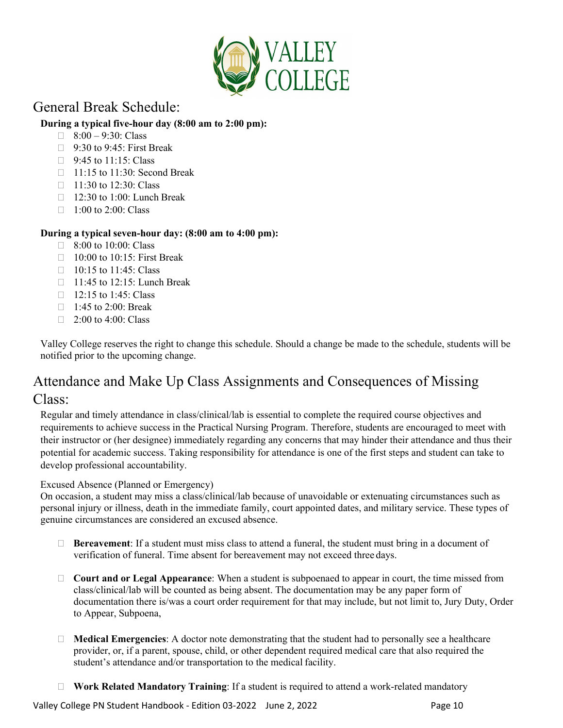## General Break Schedule:

**During a typical five-hour day (8:00 am to 2:00 pm):**

- 8:00 – 9:30: Class
- 9:30 to 9:45: First Break
- 9:45 to 11:15: Class
- 11:15 to 11:30: Second Break
- 11:30 to 12:30: Class
- 12:30 to 1:00: Lunch Break
- 1:00 to 2:00: Class

**During a typical seven-hour day: (8:00 am to 4:00 pm):**

- 8:00 to 10:00: Class
- 10:00 to 10:15: First Break
- 10:15 to 11:45: Class
- 11:45 to 12:15: Lunch Break
- 12:15 to 1:45: Class
- 1:45 to 2:00: Break
- 2:00 to 4:00: Class

Valley College reserves the right to change this schedule. Should a change be made to the schedule, students will be notified prior to the upcoming change.

## Attendance and Make Up Class Assignments and Consequences of Missing Class:

Regular and timely attendance in class/clinical/lab is essential to complete the required course objectives and requirements to achieve success in the Practical Nursing Program. Therefore, students are encouraged to meet with their instructor or (her designee) immediately regarding any concerns that may hinder their attendance and thus their potential for academic success. Taking responsibility for attendance is one of the first steps and student can take to develop professional accountability.

Excused Absence (Planned or Emergency)
On occasion, a student may miss a class/clinical/lab because of unavoidable or extenuating circumstances such as personal injury or illness, death in the immediate family, court appointed dates, and military service. These types of genuine circumstances are considered an excused absence.

- **Bereavement**: If a student must miss class to attend a funeral, the student must bring in a document of verification of funeral. Time absent for bereavement may not exceed three days.

- **Court and or Legal Appearance**: When a student is subpoenaed to appear in court, the time missed from class/clinical/lab will be counted as being absent. The documentation may be any paper form of documentation there is/was a court order requirement for that may include, but not limit to, Jury Duty, Order to Appear, Subpoena,

- **Medical Emergencies**: A doctor note demonstrating that the student had to personally see a healthcare provider, or, if a parent, spouse, child, or other dependent required medical care that also required the student's attendance and/or transportation to the medical facility.

- **Work Related Mandatory Training**: If a student is required to attend a work-related mandatory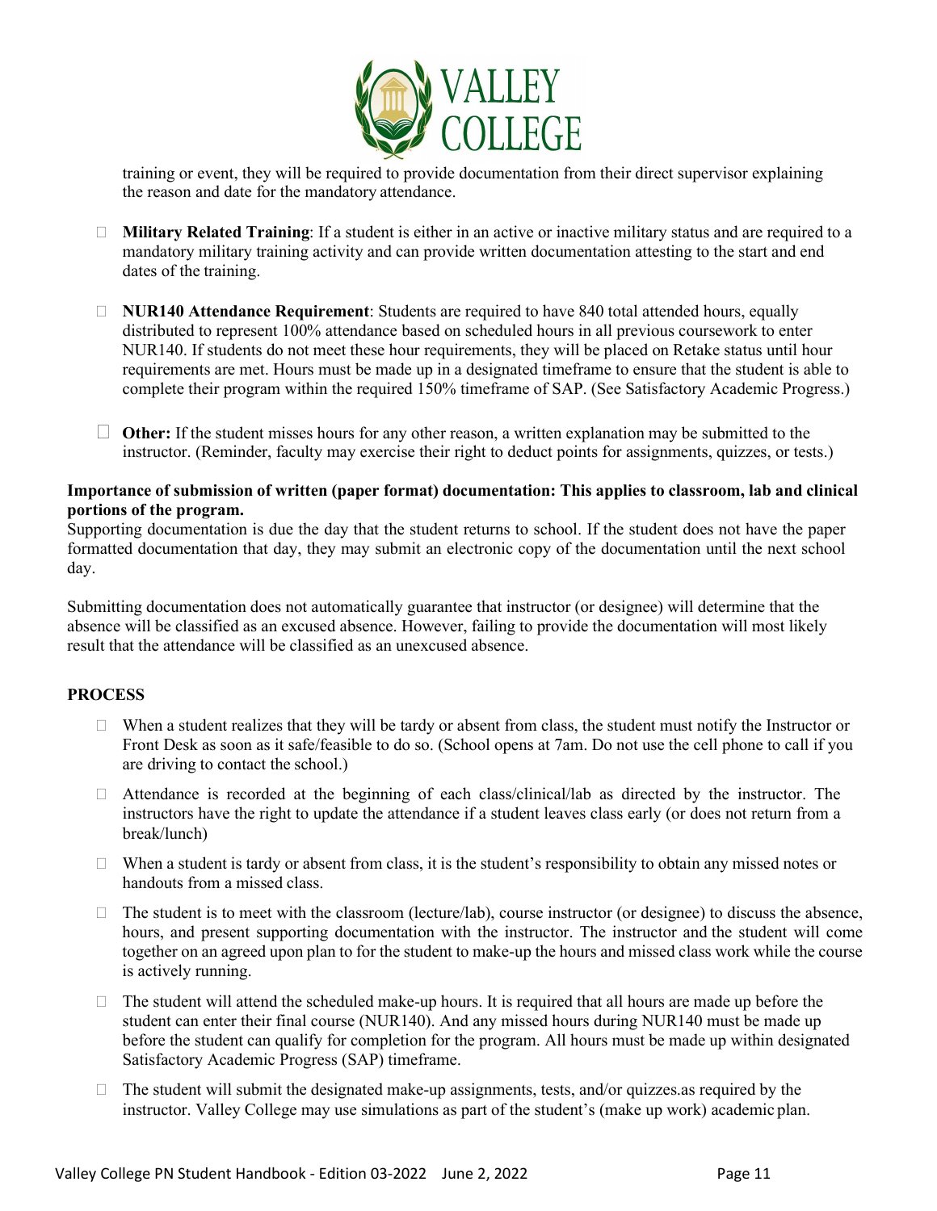training or event, they will be required to provide documentation from their direct supervisor explaining the reason and date for the mandatory attendance.

- **Military Related Training**: If a student is either in an active or inactive military status and are required to a mandatory military training activity and can provide written documentation attesting to the start and end dates of the training.
- **NUR140 Attendance Requirement**: Students are required to have 840 total attended hours, equally distributed to represent 100% attendance based on scheduled hours in all previous coursework to enter NUR140. If students do not meet these hour requirements, they will be placed on Retake status until hour requirements are met. Hours must be made up in a designated timeframe to ensure that the student is able to complete their program within the required 150% timeframe of SAP. (See Satisfactory Academic Progress.)
- **Other:** If the student misses hours for any other reason, a written explanation may be submitted to the instructor. (Reminder, faculty may exercise their right to deduct points for assignments, quizzes, or tests.)

**Importance of submission of written (paper format) documentation: This applies to classroom, lab and clinical portions of the program.**

Supporting documentation is due the day that the student returns to school. If the student does not have the paper formatted documentation that day, they may submit an electronic copy of the documentation until the next school day.

Submitting documentation does not automatically guarantee that instructor (or designee) will determine that the absence will be classified as an excused absence. However, failing to provide the documentation will most likely result that the attendance will be classified as an unexcused absence.

**PROCESS**

- When a student realizes that they will be tardy or absent from class, the student must notify the Instructor or Front Desk as soon as it safe/feasible to do so. (School opens at 7am. Do not use the cell phone to call if you are driving to contact the school.)
- Attendance is recorded at the beginning of each class/clinical/lab as directed by the instructor. The instructors have the right to update the attendance if a student leaves class early (or does not return from a break/lunch)
- When a student is tardy or absent from class, it is the student's responsibility to obtain any missed notes or handouts from a missed class.
- The student is to meet with the classroom (lecture/lab), course instructor (or designee) to discuss the absence, hours, and present supporting documentation with the instructor. The instructor and the student will come together on an agreed upon plan to for the student to make-up the hours and missed class work while the course is actively running.
- The student will attend the scheduled make-up hours. It is required that all hours are made up before the student can enter their final course (NUR140). And any missed hours during NUR140 must be made up before the student can qualify for completion for the program. All hours must be made up within designated Satisfactory Academic Progress (SAP) timeframe.
- The student will submit the designated make-up assignments, tests, and/or quizzes.as required by the instructor. Valley College may use simulations as part of the student's (make up work) academic plan.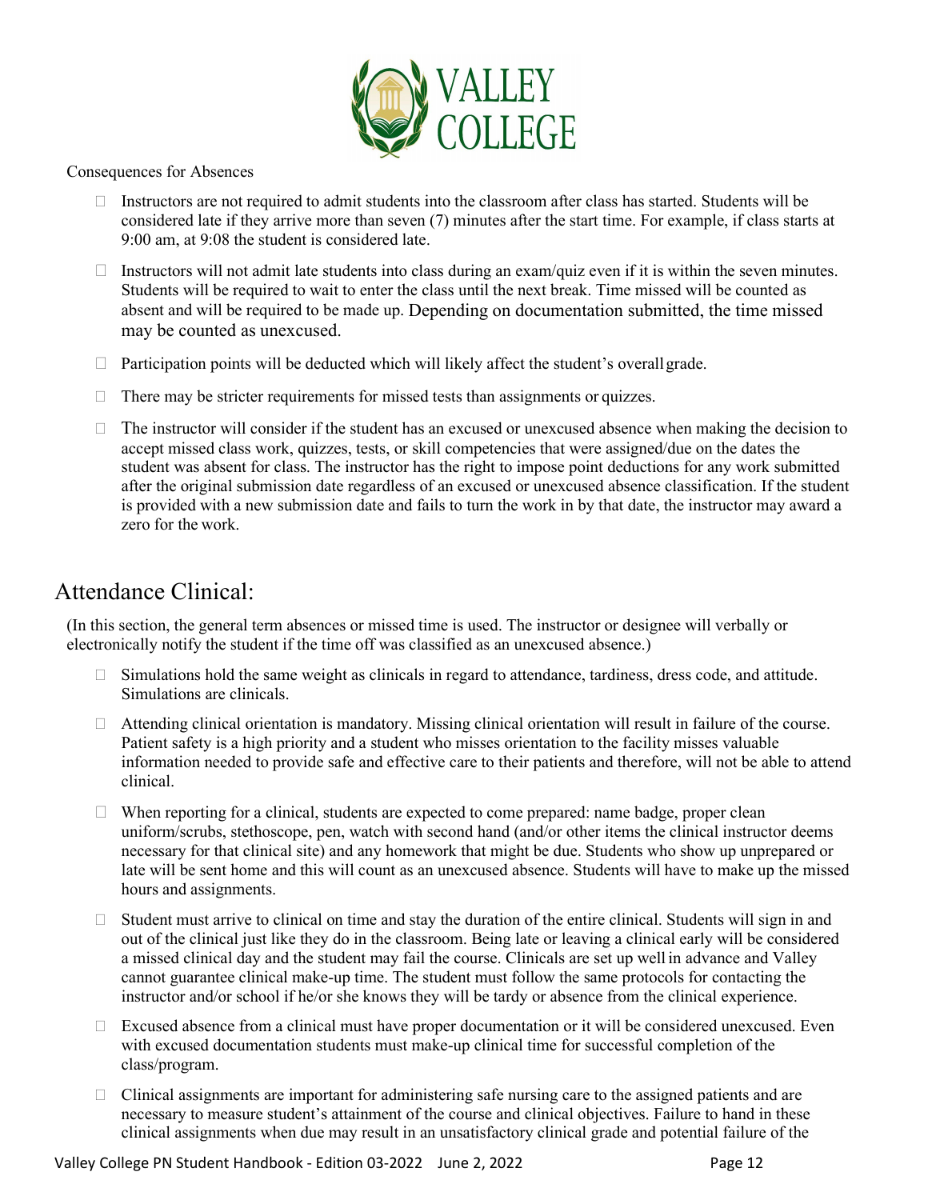Consequences for Absences

- Instructors are not required to admit students into the classroom after class has started. Students will be considered late if they arrive more than seven (7) minutes after the start time. For example, if class starts at 9:00 am, at 9:08 the student is considered late.
- Instructors will not admit late students into class during an exam/quiz even if it is within the seven minutes. Students will be required to wait to enter the class until the next break. Time missed will be counted as absent and will be required to be made up. Depending on documentation submitted, the time missed may be counted as unexcused.
- Participation points will be deducted which will likely affect the student's overall grade.
- There may be stricter requirements for missed tests than assignments or quizzes.
- The instructor will consider if the student has an excused or unexcused absence when making the decision to accept missed class work, quizzes, tests, or skill competencies that were assigned/due on the dates the student was absent for class. The instructor has the right to impose point deductions for any work submitted after the original submission date regardless of an excused or unexcused absence classification. If the student is provided with a new submission date and fails to turn the work in by that date, the instructor may award a zero for the work.

## Attendance Clinical:

(In this section, the general term absences or missed time is used. The instructor or designee will verbally or electronically notify the student if the time off was classified as an unexcused absence.)

- Simulations hold the same weight as clinicals in regard to attendance, tardiness, dress code, and attitude. Simulations are clinicals.
- Attending clinical orientation is mandatory. Missing clinical orientation will result in failure of the course. Patient safety is a high priority and a student who misses orientation to the facility misses valuable information needed to provide safe and effective care to their patients and therefore, will not be able to attend clinical.
- When reporting for a clinical, students are expected to come prepared: name badge, proper clean uniform/scrubs, stethoscope, pen, watch with second hand (and/or other items the clinical instructor deems necessary for that clinical site) and any homework that might be due. Students who show up unprepared or late will be sent home and this will count as an unexcused absence. Students will have to make up the missed hours and assignments.
- Student must arrive to clinical on time and stay the duration of the entire clinical. Students will sign in and out of the clinical just like they do in the classroom. Being late or leaving a clinical early will be considered a missed clinical day and the student may fail the course. Clinicals are set up well in advance and Valley cannot guarantee clinical make-up time. The student must follow the same protocols for contacting the instructor and/or school if he/or she knows they will be tardy or absence from the clinical experience.
- Excused absence from a clinical must have proper documentation or it will be considered unexcused. Even with excused documentation students must make-up clinical time for successful completion of the class/program.
- Clinical assignments are important for administering safe nursing care to the assigned patients and are necessary to measure student's attainment of the course and clinical objectives. Failure to hand in these clinical assignments when due may result in an unsatisfactory clinical grade and potential failure of the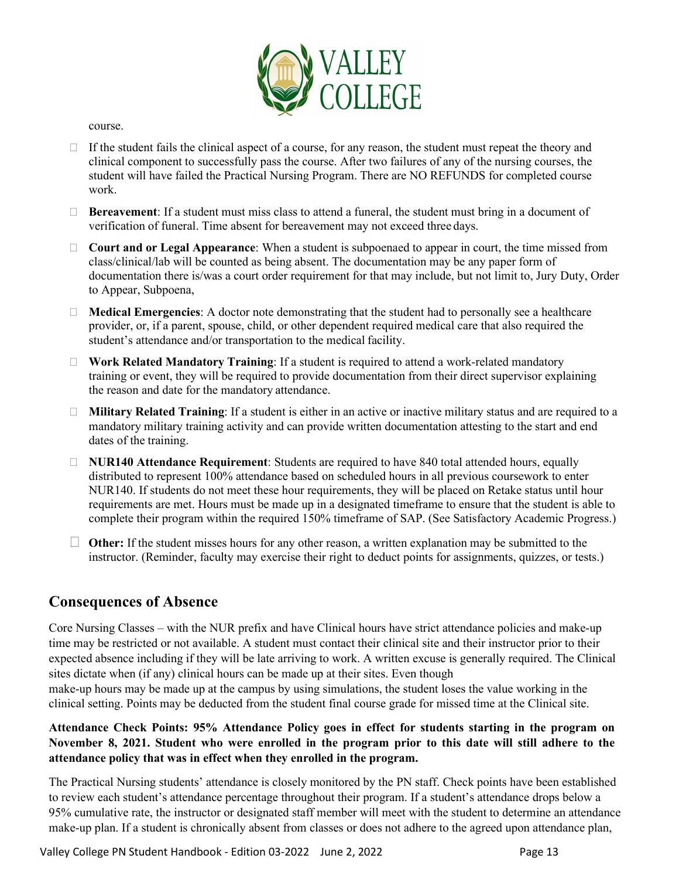course.

- If the student fails the clinical aspect of a course, for any reason, the student must repeat the theory and clinical component to successfully pass the course. After two failures of any of the nursing courses, the student will have failed the Practical Nursing Program. There are NO REFUNDS for completed course work.
- **Bereavement**: If a student must miss class to attend a funeral, the student must bring in a document of verification of funeral. Time absent for bereavement may not exceed three days.
- **Court and or Legal Appearance**: When a student is subpoenaed to appear in court, the time missed from class/clinical/lab will be counted as being absent. The documentation may be any paper form of documentation there is/was a court order requirement for that may include, but not limit to, Jury Duty, Order to Appear, Subpoena,
- **Medical Emergencies**: A doctor note demonstrating that the student had to personally see a healthcare provider, or, if a parent, spouse, child, or other dependent required medical care that also required the student's attendance and/or transportation to the medical facility.
- **Work Related Mandatory Training**: If a student is required to attend a work-related mandatory training or event, they will be required to provide documentation from their direct supervisor explaining the reason and date for the mandatory attendance.
- **Military Related Training**: If a student is either in an active or inactive military status and are required to a mandatory military training activity and can provide written documentation attesting to the start and end dates of the training.
- **NUR140 Attendance Requirement**: Students are required to have 840 total attended hours, equally distributed to represent 100% attendance based on scheduled hours in all previous coursework to enter NUR140. If students do not meet these hour requirements, they will be placed on Retake status until hour requirements are met. Hours must be made up in a designated timeframe to ensure that the student is able to complete their program within the required 150% timeframe of SAP. (See Satisfactory Academic Progress.)
- **Other:** If the student misses hours for any other reason, a written explanation may be submitted to the instructor. (Reminder, faculty may exercise their right to deduct points for assignments, quizzes, or tests.)

## Consequences of Absence

Core Nursing Classes – with the NUR prefix and have Clinical hours have strict attendance policies and make-up time may be restricted or not available. A student must contact their clinical site and their instructor prior to their expected absence including if they will be late arriving to work. A written excuse is generally required. The Clinical sites dictate when (if any) clinical hours can be made up at their sites. Even though make-up hours may be made up at the campus by using simulations, the student loses the value working in the clinical setting. Points may be deducted from the student final course grade for missed time at the Clinical site.

**Attendance Check Points: 95% Attendance Policy goes in effect for students starting in the program on November 8, 2021. Student who were enrolled in the program prior to this date will still adhere to the attendance policy that was in effect when they enrolled in the program.**

The Practical Nursing students' attendance is closely monitored by the PN staff. Check points have been established to review each student's attendance percentage throughout their program. If a student's attendance drops below a 95% cumulative rate, the instructor or designated staff member will meet with the student to determine an attendance make-up plan. If a student is chronically absent from classes or does not adhere to the agreed upon attendance plan,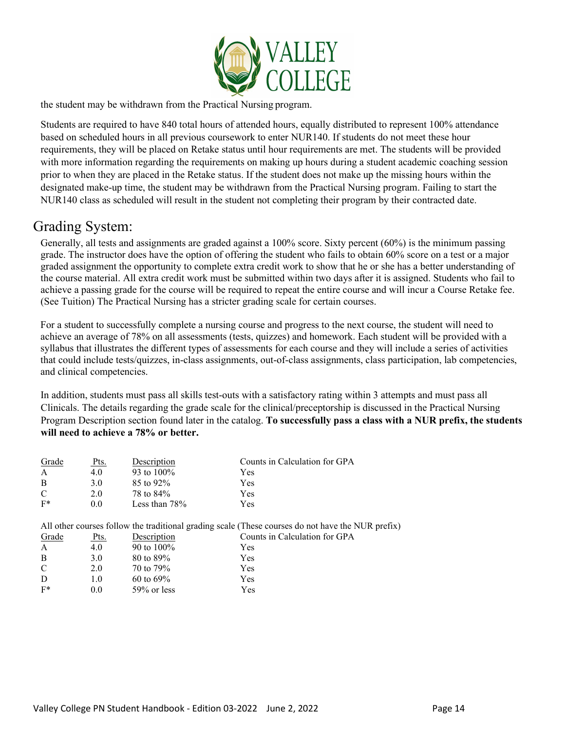the student may be withdrawn from the Practical Nursing program.

Students are required to have 840 total hours of attended hours, equally distributed to represent 100% attendance based on scheduled hours in all previous coursework to enter NUR140. If students do not meet these hour requirements, they will be placed on Retake status until hour requirements are met. The students will be provided with more information regarding the requirements on making up hours during a student academic coaching session prior to when they are placed in the Retake status. If the student does not make up the missing hours within the designated make-up time, the student may be withdrawn from the Practical Nursing program. Failing to start the NUR140 class as scheduled will result in the student not completing their program by their contracted date.

## Grading System:

Generally, all tests and assignments are graded against a 100% score. Sixty percent (60%) is the minimum passing grade. The instructor does have the option of offering the student who fails to obtain 60% score on a test or a major graded assignment the opportunity to complete extra credit work to show that he or she has a better understanding of the course material. All extra credit work must be submitted within two days after it is assigned. Students who fail to achieve a passing grade for the course will be required to repeat the entire course and will incur a Course Retake fee. (See Tuition) The Practical Nursing has a stricter grading scale for certain courses.

For a student to successfully complete a nursing course and progress to the next course, the student will need to achieve an average of 78% on all assessments (tests, quizzes) and homework. Each student will be provided with a syllabus that illustrates the different types of assessments for each course and they will include a series of activities that could include tests/quizzes, in-class assignments, out-of-class assignments, class participation, lab competencies, and clinical competencies.

In addition, students must pass all skills test-outs with a satisfactory rating within 3 attempts and must pass all Clinicals. The details regarding the grade scale for the clinical/preceptorship is discussed in the Practical Nursing Program Description section found later in the catalog. **To successfully pass a class with a NUR prefix, the students will need to achieve a 78% or better.**

| Grade | Pts. | Description | Counts in Calculation for GPA |
|---|---|---|---|
| A | 4.0 | 93 to 100% | Yes |
| B | 3.0 | 85 to 92% | Yes |
| C | 2.0 | 78 to 84% | Yes |
| F* | 0.0 | Less than 78% | Yes |

All other courses follow the traditional grading scale (These courses do not have the NUR prefix)

| Grade | Pts. | Description | Counts in Calculation for GPA |
|---|---|---|---|
| A | 4.0 | 90 to 100% | Yes |
| B | 3.0 | 80 to 89% | Yes |
| C | 2.0 | 70 to 79% | Yes |
| D | 1.0 | 60 to 69% | Yes |
| F* | 0.0 | 59% or less | Yes |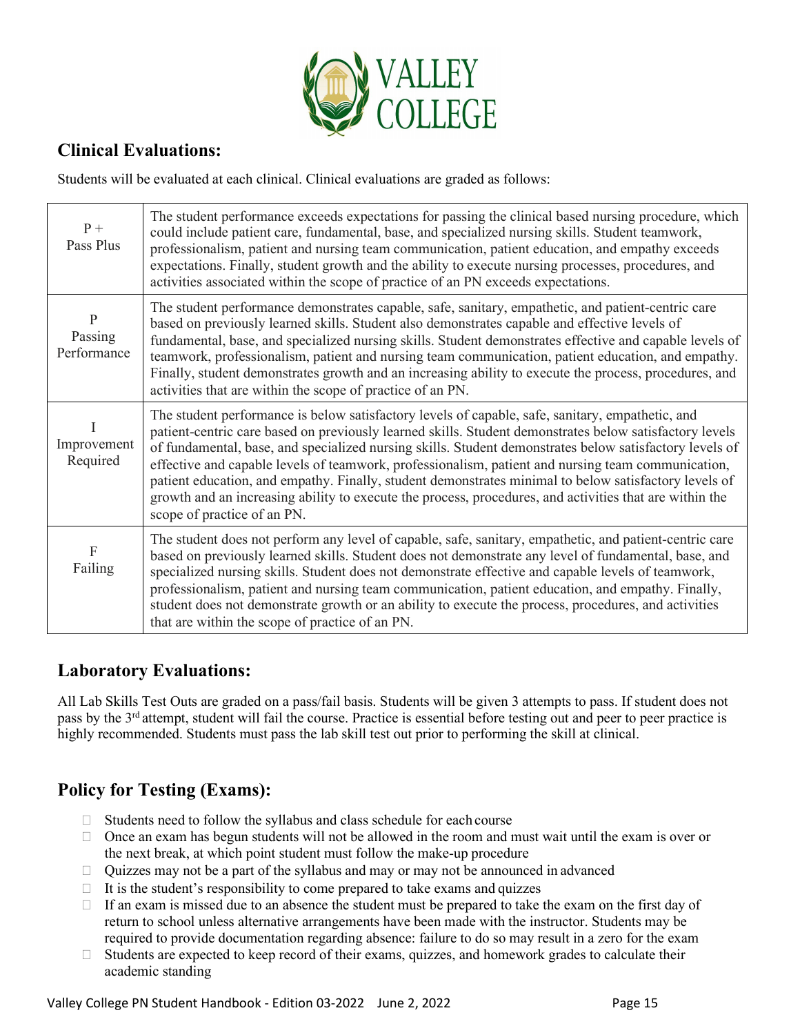## Clinical Evaluations:

Students will be evaluated at each clinical. Clinical evaluations are graded as follows:

| | |
|---|---|
| P + Pass Plus | The student performance exceeds expectations for passing the clinical based nursing procedure, which could include patient care, fundamental, base, and specialized nursing skills. Student teamwork, professionalism, patient and nursing team communication, patient education, and empathy exceeds expectations. Finally, student growth and the ability to execute nursing processes, procedures, and activities associated within the scope of practice of an PN exceeds expectations. |
| P Passing Performance | The student performance demonstrates capable, safe, sanitary, empathetic, and patient-centric care based on previously learned skills. Student also demonstrates capable and effective levels of fundamental, base, and specialized nursing skills. Student demonstrates effective and capable levels of teamwork, professionalism, patient and nursing team communication, patient education, and empathy. Finally, student demonstrates growth and an increasing ability to execute the process, procedures, and activities that are within the scope of practice of an PN. |
| I Improvement Required | The student performance is below satisfactory levels of capable, safe, sanitary, empathetic, and patient-centric care based on previously learned skills. Student demonstrates below satisfactory levels of fundamental, base, and specialized nursing skills. Student demonstrates below satisfactory levels of effective and capable levels of teamwork, professionalism, patient and nursing team communication, patient education, and empathy. Finally, student demonstrates minimal to below satisfactory levels of growth and an increasing ability to execute the process, procedures, and activities that are within the scope of practice of an PN. |
| F Failing | The student does not perform any level of capable, safe, sanitary, empathetic, and patient-centric care based on previously learned skills. Student does not demonstrate any level of fundamental, base, and specialized nursing skills. Student does not demonstrate effective and capable levels of teamwork, professionalism, patient and nursing team communication, patient education, and empathy. Finally, student does not demonstrate growth or an ability to execute the process, procedures, and activities that are within the scope of practice of an PN. |

## Laboratory Evaluations:

All Lab Skills Test Outs are graded on a pass/fail basis. Students will be given 3 attempts to pass. If student does not pass by the 3rd attempt, student will fail the course. Practice is essential before testing out and peer to peer practice is highly recommended. Students must pass the lab skill test out prior to performing the skill at clinical.

## Policy for Testing (Exams):

- Students need to follow the syllabus and class schedule for each course
- Once an exam has begun students will not be allowed in the room and must wait until the exam is over or the next break, at which point student must follow the make-up procedure
- Quizzes may not be a part of the syllabus and may or may not be announced in advanced
- It is the student's responsibility to come prepared to take exams and quizzes
- If an exam is missed due to an absence the student must be prepared to take the exam on the first day of return to school unless alternative arrangements have been made with the instructor. Students may be required to provide documentation regarding absence: failure to do so may result in a zero for the exam
- Students are expected to keep record of their exams, quizzes, and homework grades to calculate their academic standing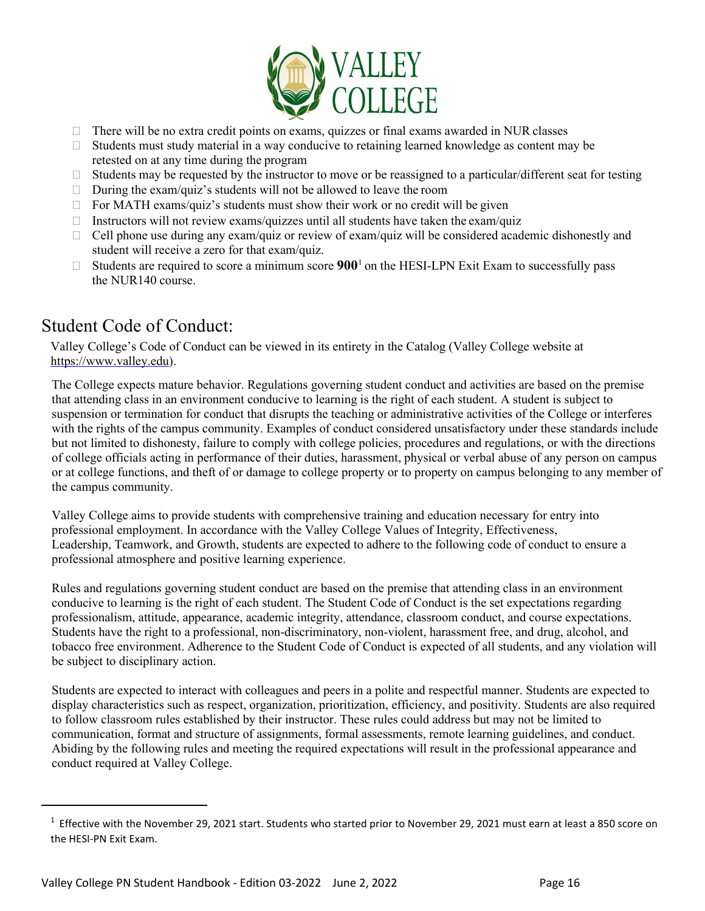- There will be no extra credit points on exams, quizzes or final exams awarded in NUR classes
- Students must study material in a way conducive to retaining learned knowledge as content may be retested on at any time during the program
- Students may be requested by the instructor to move or be reassigned to a particular/different seat for testing
- During the exam/quiz's students will not be allowed to leave the room
- For MATH exams/quiz's students must show their work or no credit will be given
- Instructors will not review exams/quizzes until all students have taken the exam/quiz
- Cell phone use during any exam/quiz or review of exam/quiz will be considered academic dishonestly and student will receive a zero for that exam/quiz.
- Students are required to score a minimum score **900**[1] on the HESI-LPN Exit Exam to successfully pass the NUR140 course.

# Student Code of Conduct:

Valley College's Code of Conduct can be viewed in its entirety in the Catalog (Valley College website at https://www.valley.edu).

The College expects mature behavior. Regulations governing student conduct and activities are based on the premise that attending class in an environment conducive to learning is the right of each student. A student is subject to suspension or termination for conduct that disrupts the teaching or administrative activities of the College or interferes with the rights of the campus community. Examples of conduct considered unsatisfactory under these standards include but not limited to dishonesty, failure to comply with college policies, procedures and regulations, or with the directions of college officials acting in performance of their duties, harassment, physical or verbal abuse of any person on campus or at college functions, and theft of or damage to college property or to property on campus belonging to any member of the campus community.

Valley College aims to provide students with comprehensive training and education necessary for entry into professional employment. In accordance with the Valley College Values of Integrity, Effectiveness, Leadership, Teamwork, and Growth, students are expected to adhere to the following code of conduct to ensure a professional atmosphere and positive learning experience.

Rules and regulations governing student conduct are based on the premise that attending class in an environment conducive to learning is the right of each student. The Student Code of Conduct is the set expectations regarding professionalism, attitude, appearance, academic integrity, attendance, classroom conduct, and course expectations. Students have the right to a professional, non-discriminatory, non-violent, harassment free, and drug, alcohol, and tobacco free environment. Adherence to the Student Code of Conduct is expected of all students, and any violation will be subject to disciplinary action.

Students are expected to interact with colleagues and peers in a polite and respectful manner. Students are expected to display characteristics such as respect, organization, prioritization, efficiency, and positivity. Students are also required to follow classroom rules established by their instructor. These rules could address but may not be limited to communication, format and structure of assignments, formal assessments, remote learning guidelines, and conduct. Abiding by the following rules and meeting the required expectations will result in the professional appearance and conduct required at Valley College.

---

[1] Effective with the November 29, 2021 start. Students who started prior to November 29, 2021 must earn at least a 850 score on the HESI-PN Exit Exam.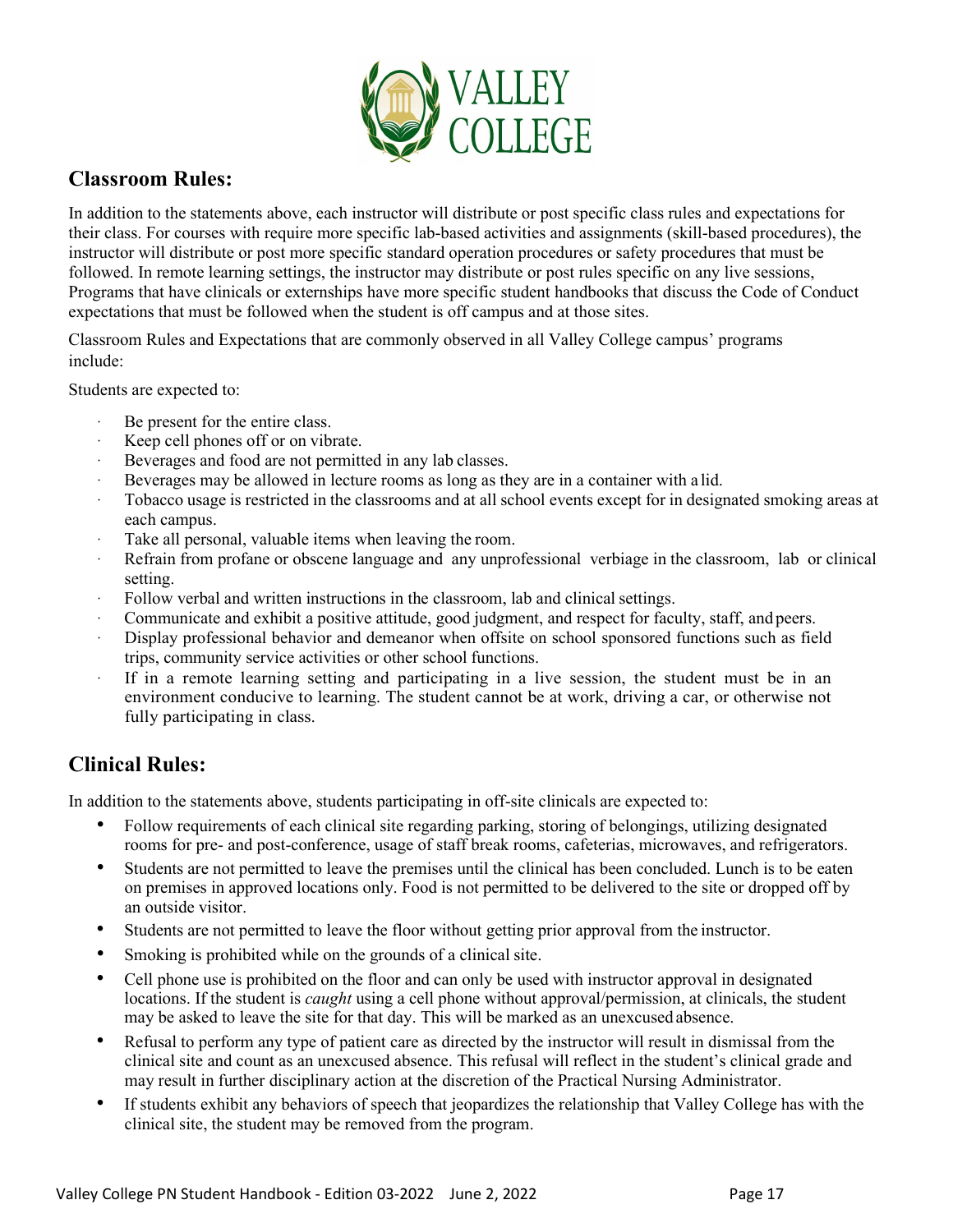## Classroom Rules:

In addition to the statements above, each instructor will distribute or post specific class rules and expectations for their class. For courses with require more specific lab-based activities and assignments (skill-based procedures), the instructor will distribute or post more specific standard operation procedures or safety procedures that must be followed. In remote learning settings, the instructor may distribute or post rules specific on any live sessions, Programs that have clinicals or externships have more specific student handbooks that discuss the Code of Conduct expectations that must be followed when the student is off campus and at those sites.

Classroom Rules and Expectations that are commonly observed in all Valley College campus' programs include:

Students are expected to:

- Be present for the entire class.
- Keep cell phones off or on vibrate.
- Beverages and food are not permitted in any lab classes.
- Beverages may be allowed in lecture rooms as long as they are in a container with a lid.
- Tobacco usage is restricted in the classrooms and at all school events except for in designated smoking areas at each campus.
- Take all personal, valuable items when leaving the room.
- Refrain from profane or obscene language and any unprofessional verbiage in the classroom, lab or clinical setting.
- Follow verbal and written instructions in the classroom, lab and clinical settings.
- Communicate and exhibit a positive attitude, good judgment, and respect for faculty, staff, and peers.
- Display professional behavior and demeanor when offsite on school sponsored functions such as field trips, community service activities or other school functions.
- If in a remote learning setting and participating in a live session, the student must be in an environment conducive to learning. The student cannot be at work, driving a car, or otherwise not fully participating in class.

## Clinical Rules:

In addition to the statements above, students participating in off-site clinicals are expected to:

- Follow requirements of each clinical site regarding parking, storing of belongings, utilizing designated rooms for pre- and post-conference, usage of staff break rooms, cafeterias, microwaves, and refrigerators.
- Students are not permitted to leave the premises until the clinical has been concluded. Lunch is to be eaten on premises in approved locations only. Food is not permitted to be delivered to the site or dropped off by an outside visitor.
- Students are not permitted to leave the floor without getting prior approval from the instructor.
- Smoking is prohibited while on the grounds of a clinical site.
- Cell phone use is prohibited on the floor and can only be used with instructor approval in designated locations. If the student is *caught* using a cell phone without approval/permission, at clinicals, the student may be asked to leave the site for that day. This will be marked as an unexcused absence.
- Refusal to perform any type of patient care as directed by the instructor will result in dismissal from the clinical site and count as an unexcused absence. This refusal will reflect in the student's clinical grade and may result in further disciplinary action at the discretion of the Practical Nursing Administrator.
- If students exhibit any behaviors of speech that jeopardizes the relationship that Valley College has with the clinical site, the student may be removed from the program.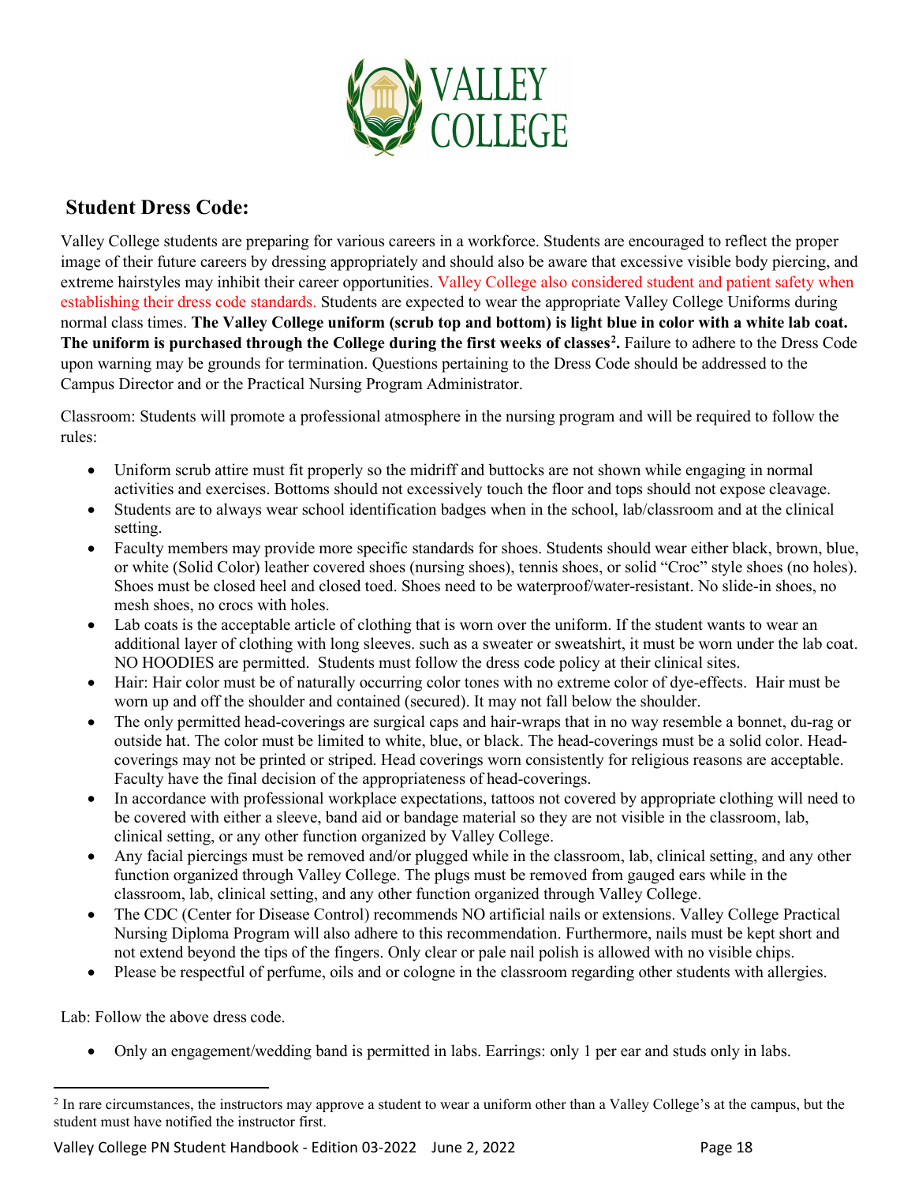## Student Dress Code:

Valley College students are preparing for various careers in a workforce. Students are encouraged to reflect the proper image of their future careers by dressing appropriately and should also be aware that excessive visible body piercing, and extreme hairstyles may inhibit their career opportunities. Valley College also considered student and patient safety when establishing their dress code standards. Students are expected to wear the appropriate Valley College Uniforms during normal class times. **The Valley College uniform (scrub top and bottom) is light blue in color with a white lab coat. The uniform is purchased through the College during the first weeks of classes[2].** Failure to adhere to the Dress Code upon warning may be grounds for termination. Questions pertaining to the Dress Code should be addressed to the Campus Director and or the Practical Nursing Program Administrator.

Classroom: Students will promote a professional atmosphere in the nursing program and will be required to follow the rules:

- Uniform scrub attire must fit properly so the midriff and buttocks are not shown while engaging in normal activities and exercises. Bottoms should not excessively touch the floor and tops should not expose cleavage.
- Students are to always wear school identification badges when in the school, lab/classroom and at the clinical setting.
- Faculty members may provide more specific standards for shoes. Students should wear either black, brown, blue, or white (Solid Color) leather covered shoes (nursing shoes), tennis shoes, or solid "Croc" style shoes (no holes). Shoes must be closed heel and closed toed. Shoes need to be waterproof/water-resistant. No slide-in shoes, no mesh shoes, no crocs with holes.
- Lab coats is the acceptable article of clothing that is worn over the uniform. If the student wants to wear an additional layer of clothing with long sleeves. such as a sweater or sweatshirt, it must be worn under the lab coat. NO HOODIES are permitted. Students must follow the dress code policy at their clinical sites.
- Hair: Hair color must be of naturally occurring color tones with no extreme color of dye-effects. Hair must be worn up and off the shoulder and contained (secured). It may not fall below the shoulder.
- The only permitted head-coverings are surgical caps and hair-wraps that in no way resemble a bonnet, du-rag or outside hat. The color must be limited to white, blue, or black. The head-coverings must be a solid color. Head-coverings may not be printed or striped. Head coverings worn consistently for religious reasons are acceptable. Faculty have the final decision of the appropriateness of head-coverings.
- In accordance with professional workplace expectations, tattoos not covered by appropriate clothing will need to be covered with either a sleeve, band aid or bandage material so they are not visible in the classroom, lab, clinical setting, or any other function organized by Valley College.
- Any facial piercings must be removed and/or plugged while in the classroom, lab, clinical setting, and any other function organized through Valley College. The plugs must be removed from gauged ears while in the classroom, lab, clinical setting, and any other function organized through Valley College.
- The CDC (Center for Disease Control) recommends NO artificial nails or extensions. Valley College Practical Nursing Diploma Program will also adhere to this recommendation. Furthermore, nails must be kept short and not extend beyond the tips of the fingers. Only clear or pale nail polish is allowed with no visible chips.
- Please be respectful of perfume, oils and or cologne in the classroom regarding other students with allergies.

Lab: Follow the above dress code.

- Only an engagement/wedding band is permitted in labs. Earrings: only 1 per ear and studs only in labs.

[2] In rare circumstances, the instructors may approve a student to wear a uniform other than a Valley College's at the campus, but the student must have notified the instructor first.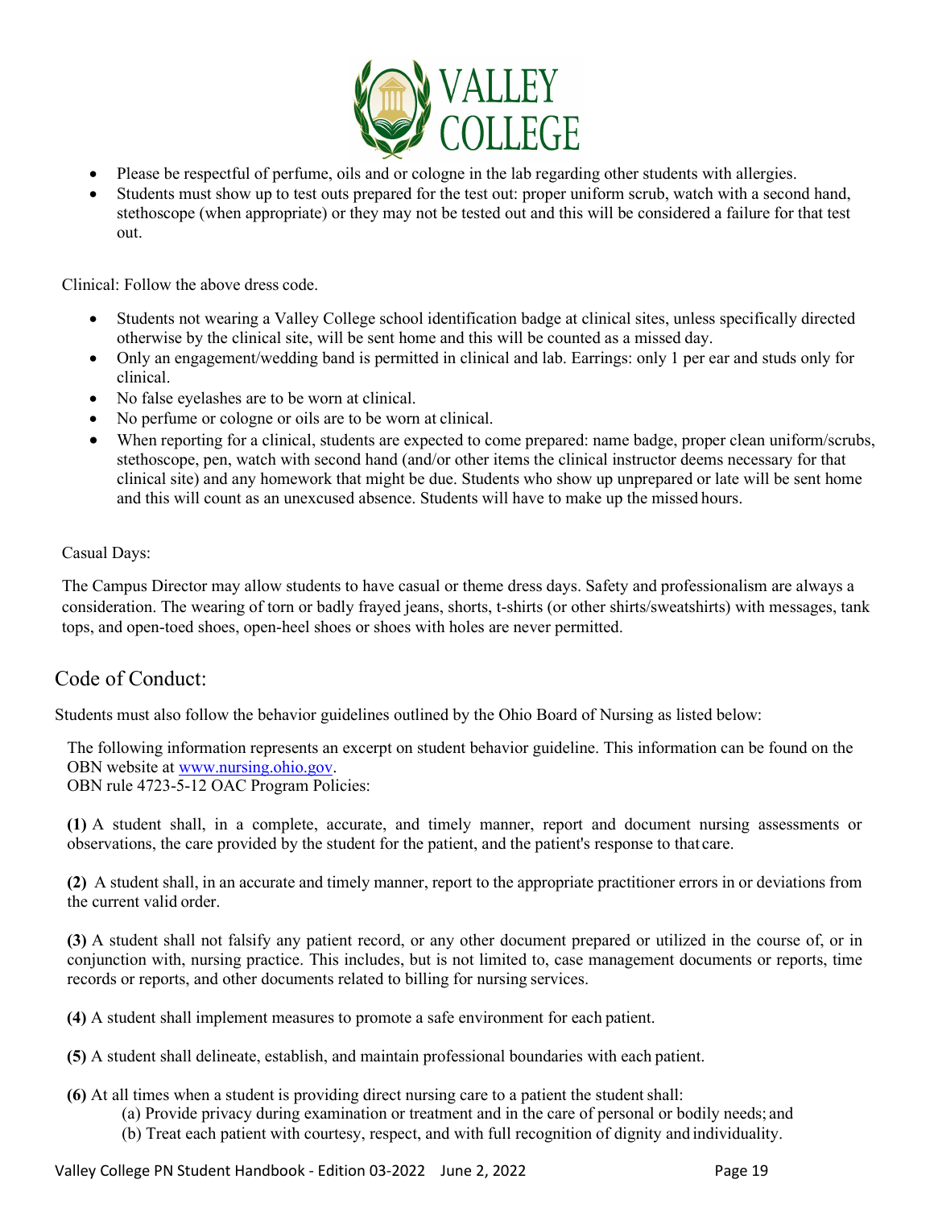- Please be respectful of perfume, oils and or cologne in the lab regarding other students with allergies.
- Students must show up to test outs prepared for the test out: proper uniform scrub, watch with a second hand, stethoscope (when appropriate) or they may not be tested out and this will be considered a failure for that test out.

Clinical: Follow the above dress code.

- Students not wearing a Valley College school identification badge at clinical sites, unless specifically directed otherwise by the clinical site, will be sent home and this will be counted as a missed day.
- Only an engagement/wedding band is permitted in clinical and lab. Earrings: only 1 per ear and studs only for clinical.
- No false eyelashes are to be worn at clinical.
- No perfume or cologne or oils are to be worn at clinical.
- When reporting for a clinical, students are expected to come prepared: name badge, proper clean uniform/scrubs, stethoscope, pen, watch with second hand (and/or other items the clinical instructor deems necessary for that clinical site) and any homework that might be due. Students who show up unprepared or late will be sent home and this will count as an unexcused absence. Students will have to make up the missed hours.

Casual Days:

The Campus Director may allow students to have casual or theme dress days. Safety and professionalism are always a consideration. The wearing of torn or badly frayed jeans, shorts, t-shirts (or other shirts/sweatshirts) with messages, tank tops, and open-toed shoes, open-heel shoes or shoes with holes are never permitted.

## Code of Conduct:

Students must also follow the behavior guidelines outlined by the Ohio Board of Nursing as listed below:

The following information represents an excerpt on student behavior guideline. This information can be found on the OBN website at www.nursing.ohio.gov.
OBN rule 4723-5-12 OAC Program Policies:

**(1)** A student shall, in a complete, accurate, and timely manner, report and document nursing assessments or observations, the care provided by the student for the patient, and the patient's response to that care.

**(2)** A student shall, in an accurate and timely manner, report to the appropriate practitioner errors in or deviations from the current valid order.

**(3)** A student shall not falsify any patient record, or any other document prepared or utilized in the course of, or in conjunction with, nursing practice. This includes, but is not limited to, case management documents or reports, time records or reports, and other documents related to billing for nursing services.

**(4)** A student shall implement measures to promote a safe environment for each patient.

**(5)** A student shall delineate, establish, and maintain professional boundaries with each patient.

**(6)** At all times when a student is providing direct nursing care to a patient the student shall:
  (a) Provide privacy during examination or treatment and in the care of personal or bodily needs; and
  (b) Treat each patient with courtesy, respect, and with full recognition of dignity and individuality.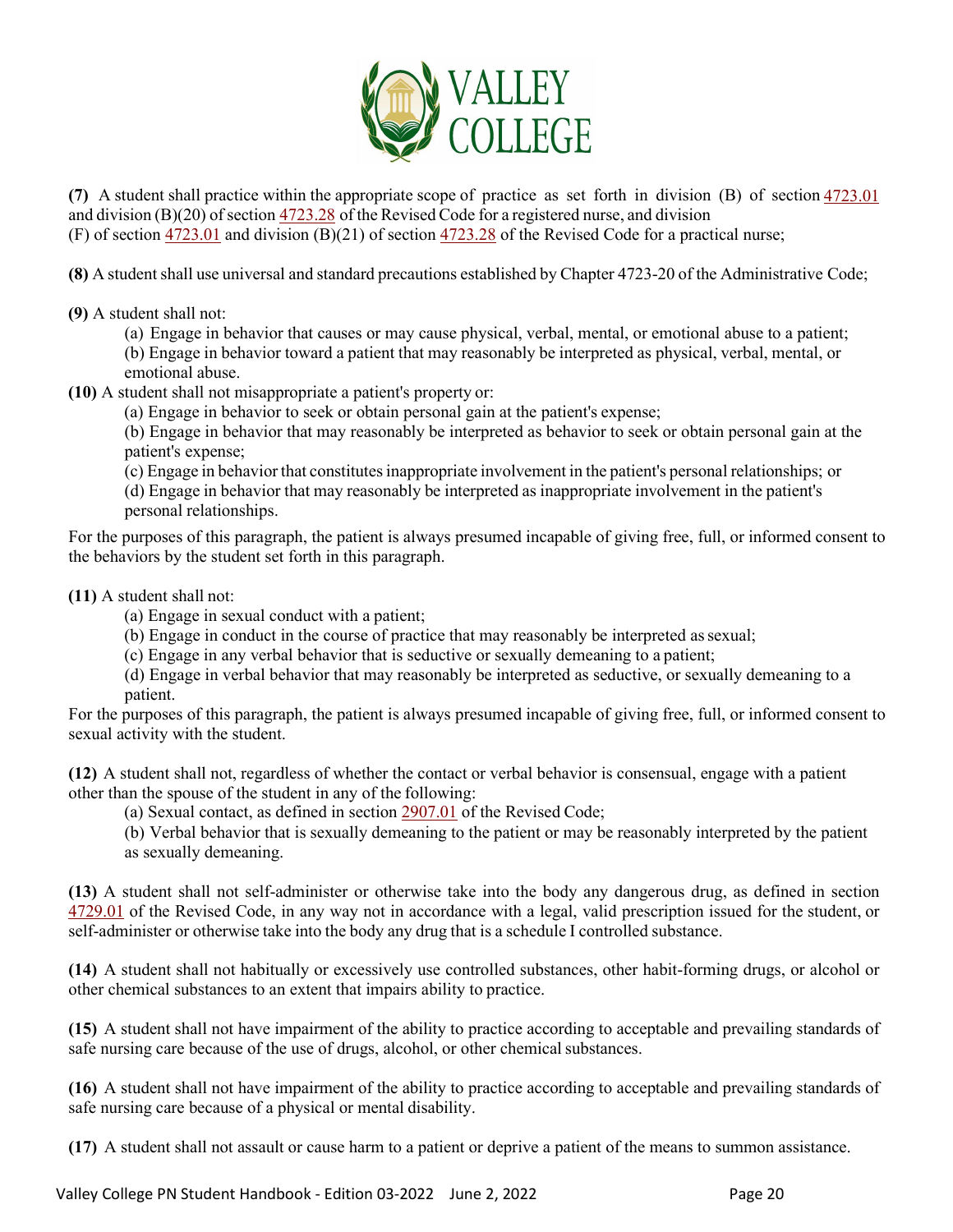**(7)** A student shall practice within the appropriate scope of practice as set forth in division (B) of section 4723.01 and division (B)(20) of section 4723.28 of the Revised Code for a registered nurse, and division (F) of section 4723.01 and division (B)(21) of section 4723.28 of the Revised Code for a practical nurse;

**(8)** A student shall use universal and standard precautions established by Chapter 4723-20 of the Administrative Code;

**(9)** A student shall not:

(a) Engage in behavior that causes or may cause physical, verbal, mental, or emotional abuse to a patient;

(b) Engage in behavior toward a patient that may reasonably be interpreted as physical, verbal, mental, or emotional abuse.

**(10)** A student shall not misappropriate a patient's property or:

(a) Engage in behavior to seek or obtain personal gain at the patient's expense;

(b) Engage in behavior that may reasonably be interpreted as behavior to seek or obtain personal gain at the patient's expense;

(c) Engage in behavior that constitutes inappropriate involvement in the patient's personal relationships; or

(d) Engage in behavior that may reasonably be interpreted as inappropriate involvement in the patient's personal relationships.

For the purposes of this paragraph, the patient is always presumed incapable of giving free, full, or informed consent to the behaviors by the student set forth in this paragraph.

**(11)** A student shall not:

(a) Engage in sexual conduct with a patient;

(b) Engage in conduct in the course of practice that may reasonably be interpreted as sexual;

(c) Engage in any verbal behavior that is seductive or sexually demeaning to a patient;

(d) Engage in verbal behavior that may reasonably be interpreted as seductive, or sexually demeaning to a patient.

For the purposes of this paragraph, the patient is always presumed incapable of giving free, full, or informed consent to sexual activity with the student.

**(12)** A student shall not, regardless of whether the contact or verbal behavior is consensual, engage with a patient other than the spouse of the student in any of the following:

(a) Sexual contact, as defined in section 2907.01 of the Revised Code;

(b) Verbal behavior that is sexually demeaning to the patient or may be reasonably interpreted by the patient as sexually demeaning.

**(13)** A student shall not self-administer or otherwise take into the body any dangerous drug, as defined in section 4729.01 of the Revised Code, in any way not in accordance with a legal, valid prescription issued for the student, or self-administer or otherwise take into the body any drug that is a schedule I controlled substance.

**(14)** A student shall not habitually or excessively use controlled substances, other habit-forming drugs, or alcohol or other chemical substances to an extent that impairs ability to practice.

**(15)** A student shall not have impairment of the ability to practice according to acceptable and prevailing standards of safe nursing care because of the use of drugs, alcohol, or other chemical substances.

**(16)** A student shall not have impairment of the ability to practice according to acceptable and prevailing standards of safe nursing care because of a physical or mental disability.

**(17)** A student shall not assault or cause harm to a patient or deprive a patient of the means to summon assistance.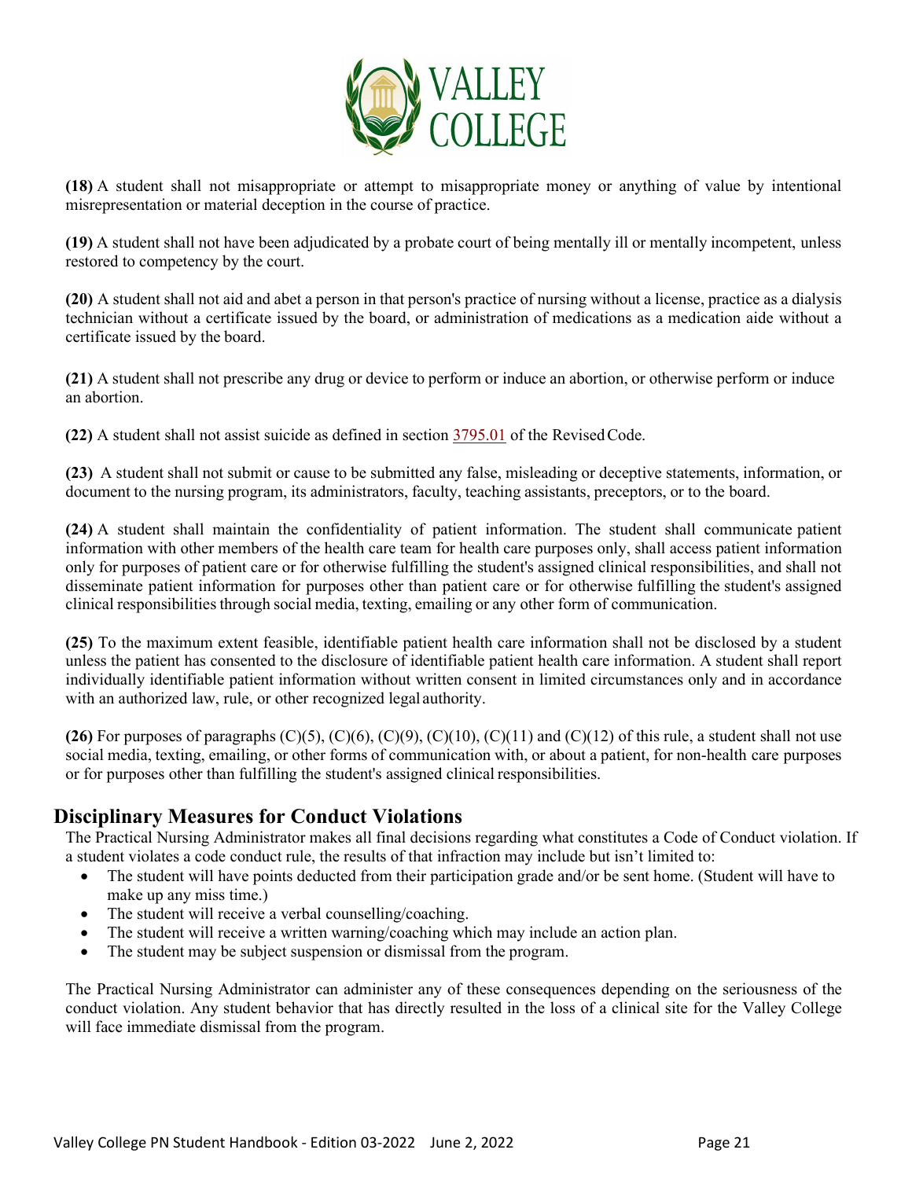**(18)** A student shall not misappropriate or attempt to misappropriate money or anything of value by intentional misrepresentation or material deception in the course of practice.

**(19)** A student shall not have been adjudicated by a probate court of being mentally ill or mentally incompetent, unless restored to competency by the court.

**(20)** A student shall not aid and abet a person in that person's practice of nursing without a license, practice as a dialysis technician without a certificate issued by the board, or administration of medications as a medication aide without a certificate issued by the board.

**(21)** A student shall not prescribe any drug or device to perform or induce an abortion, or otherwise perform or induce an abortion.

**(22)** A student shall not assist suicide as defined in section 3795.01 of the Revised Code.

**(23)** A student shall not submit or cause to be submitted any false, misleading or deceptive statements, information, or document to the nursing program, its administrators, faculty, teaching assistants, preceptors, or to the board.

**(24)** A student shall maintain the confidentiality of patient information. The student shall communicate patient information with other members of the health care team for health care purposes only, shall access patient information only for purposes of patient care or for otherwise fulfilling the student's assigned clinical responsibilities, and shall not disseminate patient information for purposes other than patient care or for otherwise fulfilling the student's assigned clinical responsibilities through social media, texting, emailing or any other form of communication.

**(25)** To the maximum extent feasible, identifiable patient health care information shall not be disclosed by a student unless the patient has consented to the disclosure of identifiable patient health care information. A student shall report individually identifiable patient information without written consent in limited circumstances only and in accordance with an authorized law, rule, or other recognized legal authority.

**(26)** For purposes of paragraphs (C)(5), (C)(6), (C)(9), (C)(10), (C)(11) and (C)(12) of this rule, a student shall not use social media, texting, emailing, or other forms of communication with, or about a patient, for non-health care purposes or for purposes other than fulfilling the student's assigned clinical responsibilities.

## Disciplinary Measures for Conduct Violations

The Practical Nursing Administrator makes all final decisions regarding what constitutes a Code of Conduct violation. If a student violates a code conduct rule, the results of that infraction may include but isn't limited to:

- The student will have points deducted from their participation grade and/or be sent home. (Student will have to make up any miss time.)
- The student will receive a verbal counselling/coaching.
- The student will receive a written warning/coaching which may include an action plan.
- The student may be subject suspension or dismissal from the program.

The Practical Nursing Administrator can administer any of these consequences depending on the seriousness of the conduct violation. Any student behavior that has directly resulted in the loss of a clinical site for the Valley College will face immediate dismissal from the program.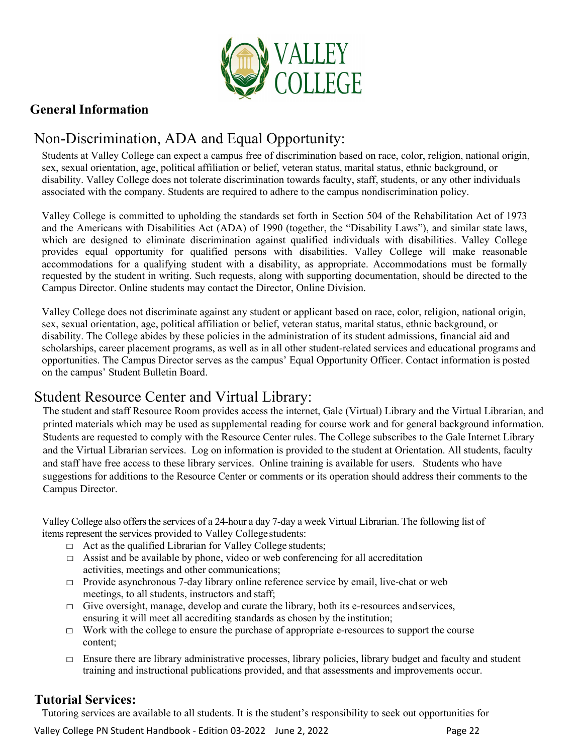## General Information

# Non-Discrimination, ADA and Equal Opportunity:

Students at Valley College can expect a campus free of discrimination based on race, color, religion, national origin, sex, sexual orientation, age, political affiliation or belief, veteran status, marital status, ethnic background, or disability. Valley College does not tolerate discrimination towards faculty, staff, students, or any other individuals associated with the company. Students are required to adhere to the campus nondiscrimination policy.

Valley College is committed to upholding the standards set forth in Section 504 of the Rehabilitation Act of 1973 and the Americans with Disabilities Act (ADA) of 1990 (together, the "Disability Laws"), and similar state laws, which are designed to eliminate discrimination against qualified individuals with disabilities. Valley College provides equal opportunity for qualified persons with disabilities. Valley College will make reasonable accommodations for a qualifying student with a disability, as appropriate. Accommodations must be formally requested by the student in writing. Such requests, along with supporting documentation, should be directed to the Campus Director. Online students may contact the Director, Online Division.

Valley College does not discriminate against any student or applicant based on race, color, religion, national origin, sex, sexual orientation, age, political affiliation or belief, veteran status, marital status, ethnic background, or disability. The College abides by these policies in the administration of its student admissions, financial aid and scholarships, career placement programs, as well as in all other student-related services and educational programs and opportunities. The Campus Director serves as the campus' Equal Opportunity Officer. Contact information is posted on the campus' Student Bulletin Board.

# Student Resource Center and Virtual Library:

The student and staff Resource Room provides access the internet, Gale (Virtual) Library and the Virtual Librarian, and printed materials which may be used as supplemental reading for course work and for general background information. Students are requested to comply with the Resource Center rules. The College subscribes to the Gale Internet Library and the Virtual Librarian services. Log on information is provided to the student at Orientation. All students, faculty and staff have free access to these library services. Online training is available for users. Students who have suggestions for additions to the Resource Center or comments or its operation should address their comments to the Campus Director.

Valley College also offers the services of a 24-hour a day 7-day a week Virtual Librarian. The following list of items represent the services provided to Valley College students:

- Act as the qualified Librarian for Valley College students;
- Assist and be available by phone, video or web conferencing for all accreditation activities, meetings and other communications;
- Provide asynchronous 7-day library online reference service by email, live-chat or web meetings, to all students, instructors and staff;
- Give oversight, manage, develop and curate the library, both its e-resources and services, ensuring it will meet all accrediting standards as chosen by the institution;
- Work with the college to ensure the purchase of appropriate e-resources to support the course content;
- Ensure there are library administrative processes, library policies, library budget and faculty and student training and instructional publications provided, and that assessments and improvements occur.

## Tutorial Services:

Tutoring services are available to all students. It is the student's responsibility to seek out opportunities for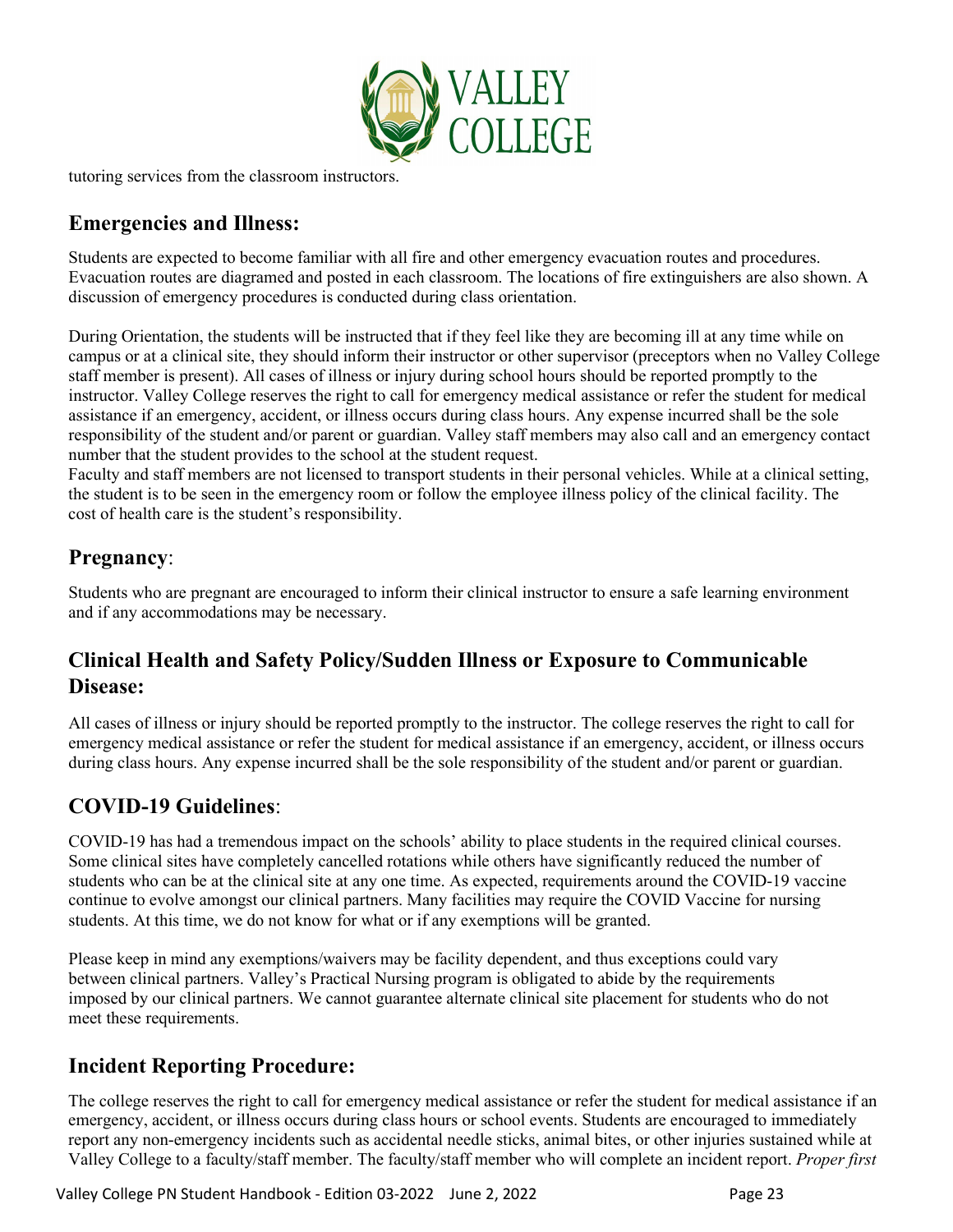tutoring services from the classroom instructors.

## Emergencies and Illness:

Students are expected to become familiar with all fire and other emergency evacuation routes and procedures. Evacuation routes are diagramed and posted in each classroom. The locations of fire extinguishers are also shown. A discussion of emergency procedures is conducted during class orientation.

During Orientation, the students will be instructed that if they feel like they are becoming ill at any time while on campus or at a clinical site, they should inform their instructor or other supervisor (preceptors when no Valley College staff member is present). All cases of illness or injury during school hours should be reported promptly to the instructor. Valley College reserves the right to call for emergency medical assistance or refer the student for medical assistance if an emergency, accident, or illness occurs during class hours. Any expense incurred shall be the sole responsibility of the student and/or parent or guardian. Valley staff members may also call and an emergency contact number that the student provides to the school at the student request.

Faculty and staff members are not licensed to transport students in their personal vehicles. While at a clinical setting, the student is to be seen in the emergency room or follow the employee illness policy of the clinical facility. The cost of health care is the student's responsibility.

## Pregnancy:

Students who are pregnant are encouraged to inform their clinical instructor to ensure a safe learning environment and if any accommodations may be necessary.

## Clinical Health and Safety Policy/Sudden Illness or Exposure to Communicable Disease:

All cases of illness or injury should be reported promptly to the instructor. The college reserves the right to call for emergency medical assistance or refer the student for medical assistance if an emergency, accident, or illness occurs during class hours. Any expense incurred shall be the sole responsibility of the student and/or parent or guardian.

## COVID-19 Guidelines:

COVID-19 has had a tremendous impact on the schools' ability to place students in the required clinical courses. Some clinical sites have completely cancelled rotations while others have significantly reduced the number of students who can be at the clinical site at any one time. As expected, requirements around the COVID-19 vaccine continue to evolve amongst our clinical partners. Many facilities may require the COVID Vaccine for nursing students. At this time, we do not know for what or if any exemptions will be granted.

Please keep in mind any exemptions/waivers may be facility dependent, and thus exceptions could vary between clinical partners. Valley's Practical Nursing program is obligated to abide by the requirements imposed by our clinical partners. We cannot guarantee alternate clinical site placement for students who do not meet these requirements.

## Incident Reporting Procedure:

The college reserves the right to call for emergency medical assistance or refer the student for medical assistance if an emergency, accident, or illness occurs during class hours or school events. Students are encouraged to immediately report any non-emergency incidents such as accidental needle sticks, animal bites, or other injuries sustained while at Valley College to a faculty/staff member. The faculty/staff member who will complete an incident report. *Proper first*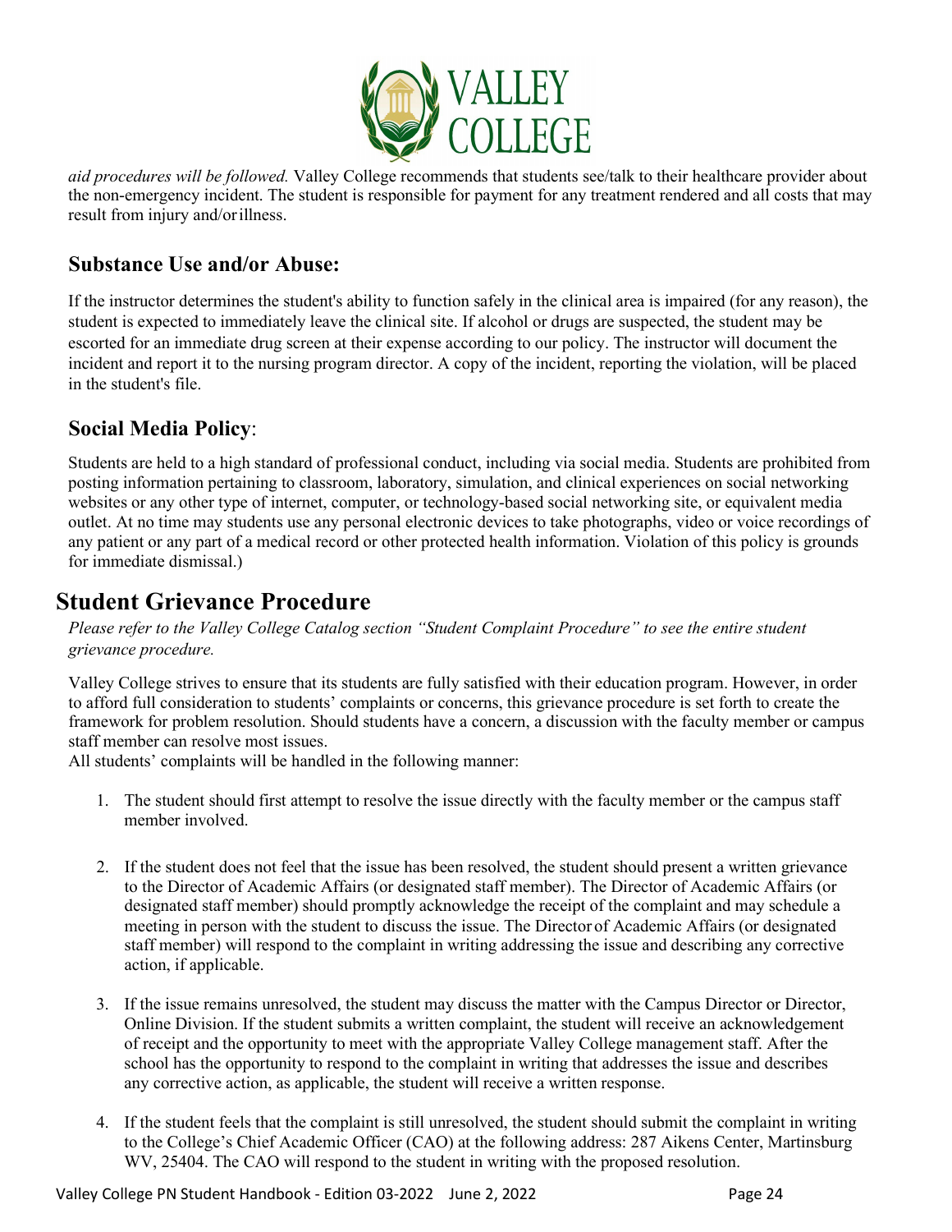*aid procedures will be followed.* Valley College recommends that students see/talk to their healthcare provider about the non-emergency incident. The student is responsible for payment for any treatment rendered and all costs that may result from injury and/or illness.

### Substance Use and/or Abuse:

If the instructor determines the student's ability to function safely in the clinical area is impaired (for any reason), the student is expected to immediately leave the clinical site. If alcohol or drugs are suspected, the student may be escorted for an immediate drug screen at their expense according to our policy. The instructor will document the incident and report it to the nursing program director. A copy of the incident, reporting the violation, will be placed in the student's file.

### Social Media Policy:

Students are held to a high standard of professional conduct, including via social media. Students are prohibited from posting information pertaining to classroom, laboratory, simulation, and clinical experiences on social networking websites or any other type of internet, computer, or technology-based social networking site, or equivalent media outlet. At no time may students use any personal electronic devices to take photographs, video or voice recordings of any patient or any part of a medical record or other protected health information. Violation of this policy is grounds for immediate dismissal.)

## Student Grievance Procedure

*Please refer to the Valley College Catalog section "Student Complaint Procedure" to see the entire student grievance procedure.*

Valley College strives to ensure that its students are fully satisfied with their education program. However, in order to afford full consideration to students' complaints or concerns, this grievance procedure is set forth to create the framework for problem resolution. Should students have a concern, a discussion with the faculty member or campus staff member can resolve most issues.
All students' complaints will be handled in the following manner:

1. The student should first attempt to resolve the issue directly with the faculty member or the campus staff member involved.

2. If the student does not feel that the issue has been resolved, the student should present a written grievance to the Director of Academic Affairs (or designated staff member). The Director of Academic Affairs (or designated staff member) should promptly acknowledge the receipt of the complaint and may schedule a meeting in person with the student to discuss the issue. The Director of Academic Affairs (or designated staff member) will respond to the complaint in writing addressing the issue and describing any corrective action, if applicable.

3. If the issue remains unresolved, the student may discuss the matter with the Campus Director or Director, Online Division. If the student submits a written complaint, the student will receive an acknowledgement of receipt and the opportunity to meet with the appropriate Valley College management staff. After the school has the opportunity to respond to the complaint in writing that addresses the issue and describes any corrective action, as applicable, the student will receive a written response.

4. If the student feels that the complaint is still unresolved, the student should submit the complaint in writing to the College's Chief Academic Officer (CAO) at the following address: 287 Aikens Center, Martinsburg WV, 25404. The CAO will respond to the student in writing with the proposed resolution.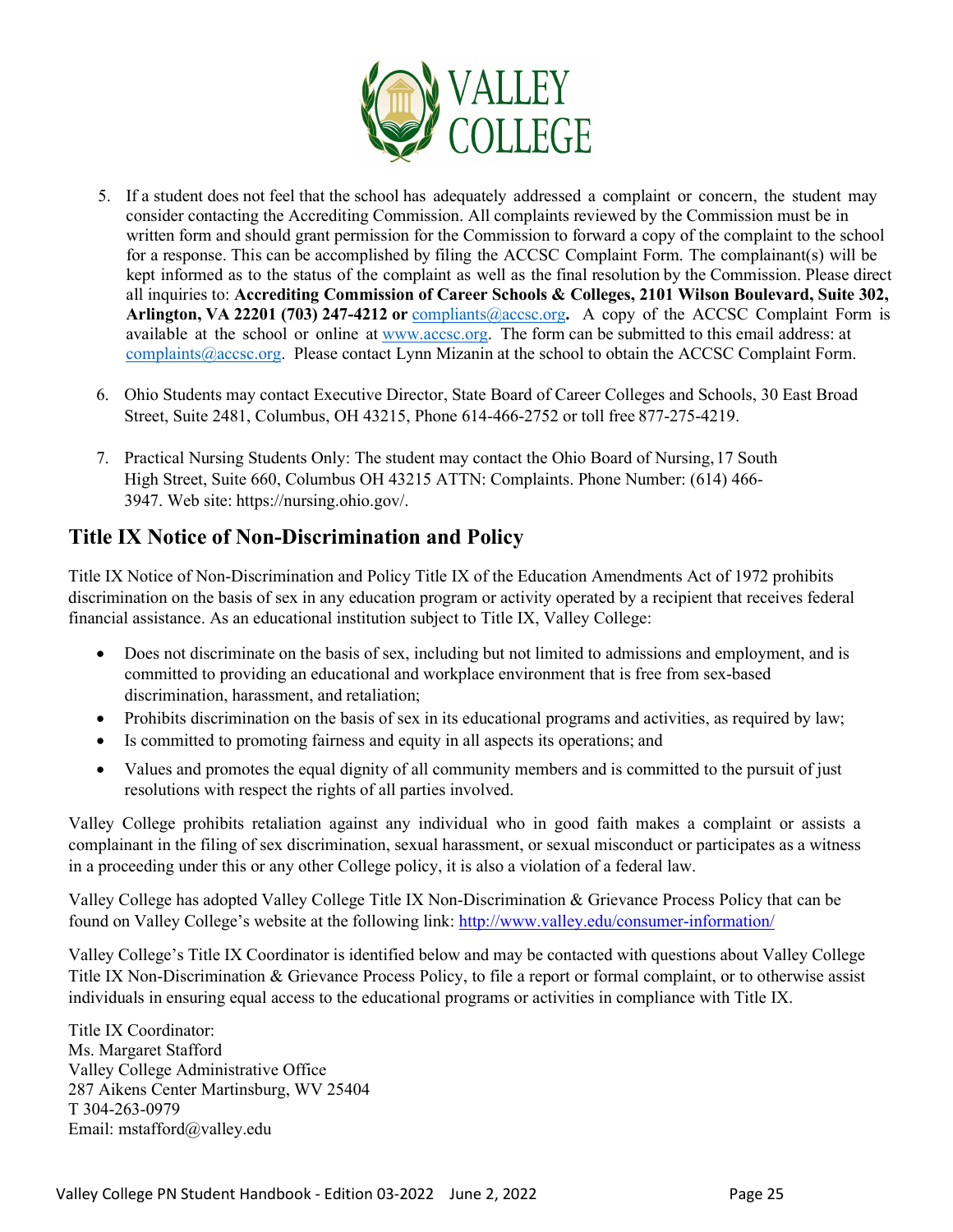5. If a student does not feel that the school has adequately addressed a complaint or concern, the student may consider contacting the Accrediting Commission. All complaints reviewed by the Commission must be in written form and should grant permission for the Commission to forward a copy of the complaint to the school for a response. This can be accomplished by filing the ACCSC Complaint Form. The complainant(s) will be kept informed as to the status of the complaint as well as the final resolution by the Commission. Please direct all inquiries to: **Accrediting Commission of Career Schools & Colleges, 2101 Wilson Boulevard, Suite 302, Arlington, VA 22201 (703) 247-4212 or** compliants@accsc.org**.** A copy of the ACCSC Complaint Form is available at the school or online at www.accsc.org. The form can be submitted to this email address: at complaints@accsc.org. Please contact Lynn Mizanin at the school to obtain the ACCSC Complaint Form.

6. Ohio Students may contact Executive Director, State Board of Career Colleges and Schools, 30 East Broad Street, Suite 2481, Columbus, OH 43215, Phone 614-466-2752 or toll free 877-275-4219.

7. Practical Nursing Students Only: The student may contact the Ohio Board of Nursing, 17 South High Street, Suite 660, Columbus OH 43215 ATTN: Complaints. Phone Number: (614) 466-3947. Web site: https://nursing.ohio.gov/.

## Title IX Notice of Non-Discrimination and Policy

Title IX Notice of Non-Discrimination and Policy Title IX of the Education Amendments Act of 1972 prohibits discrimination on the basis of sex in any education program or activity operated by a recipient that receives federal financial assistance. As an educational institution subject to Title IX, Valley College:

- Does not discriminate on the basis of sex, including but not limited to admissions and employment, and is committed to providing an educational and workplace environment that is free from sex-based discrimination, harassment, and retaliation;
- Prohibits discrimination on the basis of sex in its educational programs and activities, as required by law;
- Is committed to promoting fairness and equity in all aspects its operations; and
- Values and promotes the equal dignity of all community members and is committed to the pursuit of just resolutions with respect the rights of all parties involved.

Valley College prohibits retaliation against any individual who in good faith makes a complaint or assists a complainant in the filing of sex discrimination, sexual harassment, or sexual misconduct or participates as a witness in a proceeding under this or any other College policy, it is also a violation of a federal law.

Valley College has adopted Valley College Title IX Non-Discrimination & Grievance Process Policy that can be found on Valley College's website at the following link: http://www.valley.edu/consumer-information/

Valley College's Title IX Coordinator is identified below and may be contacted with questions about Valley College Title IX Non-Discrimination & Grievance Process Policy, to file a report or formal complaint, or to otherwise assist individuals in ensuring equal access to the educational programs or activities in compliance with Title IX.

Title IX Coordinator:
Ms. Margaret Stafford
Valley College Administrative Office
287 Aikens Center Martinsburg, WV 25404
T 304-263-0979
Email: mstafford@valley.edu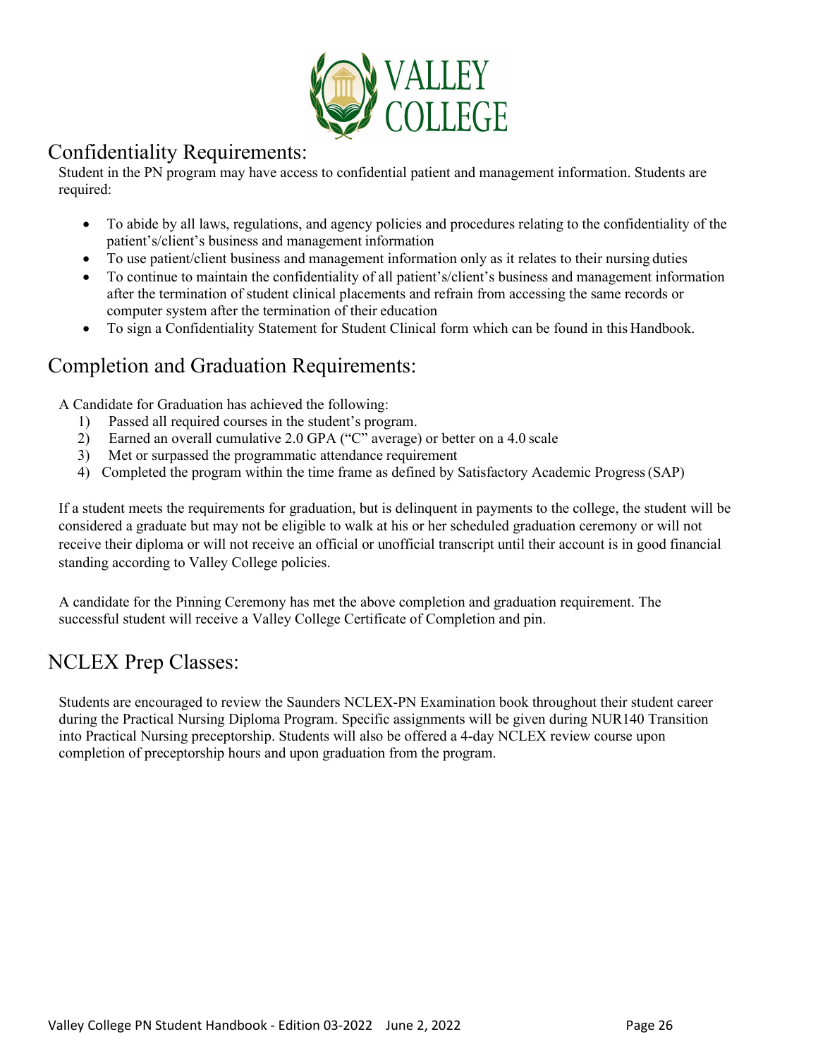## Confidentiality Requirements:

Student in the PN program may have access to confidential patient and management information. Students are required:

- To abide by all laws, regulations, and agency policies and procedures relating to the confidentiality of the patient's/client's business and management information
- To use patient/client business and management information only as it relates to their nursing duties
- To continue to maintain the confidentiality of all patient's/client's business and management information after the termination of student clinical placements and refrain from accessing the same records or computer system after the termination of their education
- To sign a Confidentiality Statement for Student Clinical form which can be found in this Handbook.

## Completion and Graduation Requirements:

A Candidate for Graduation has achieved the following:

1) Passed all required courses in the student's program.
2) Earned an overall cumulative 2.0 GPA ("C" average) or better on a 4.0 scale
3) Met or surpassed the programmatic attendance requirement
4) Completed the program within the time frame as defined by Satisfactory Academic Progress (SAP)

If a student meets the requirements for graduation, but is delinquent in payments to the college, the student will be considered a graduate but may not be eligible to walk at his or her scheduled graduation ceremony or will not receive their diploma or will not receive an official or unofficial transcript until their account is in good financial standing according to Valley College policies.

A candidate for the Pinning Ceremony has met the above completion and graduation requirement. The successful student will receive a Valley College Certificate of Completion and pin.

## NCLEX Prep Classes:

Students are encouraged to review the Saunders NCLEX-PN Examination book throughout their student career during the Practical Nursing Diploma Program. Specific assignments will be given during NUR140 Transition into Practical Nursing preceptorship. Students will also be offered a 4-day NCLEX review course upon completion of preceptorship hours and upon graduation from the program.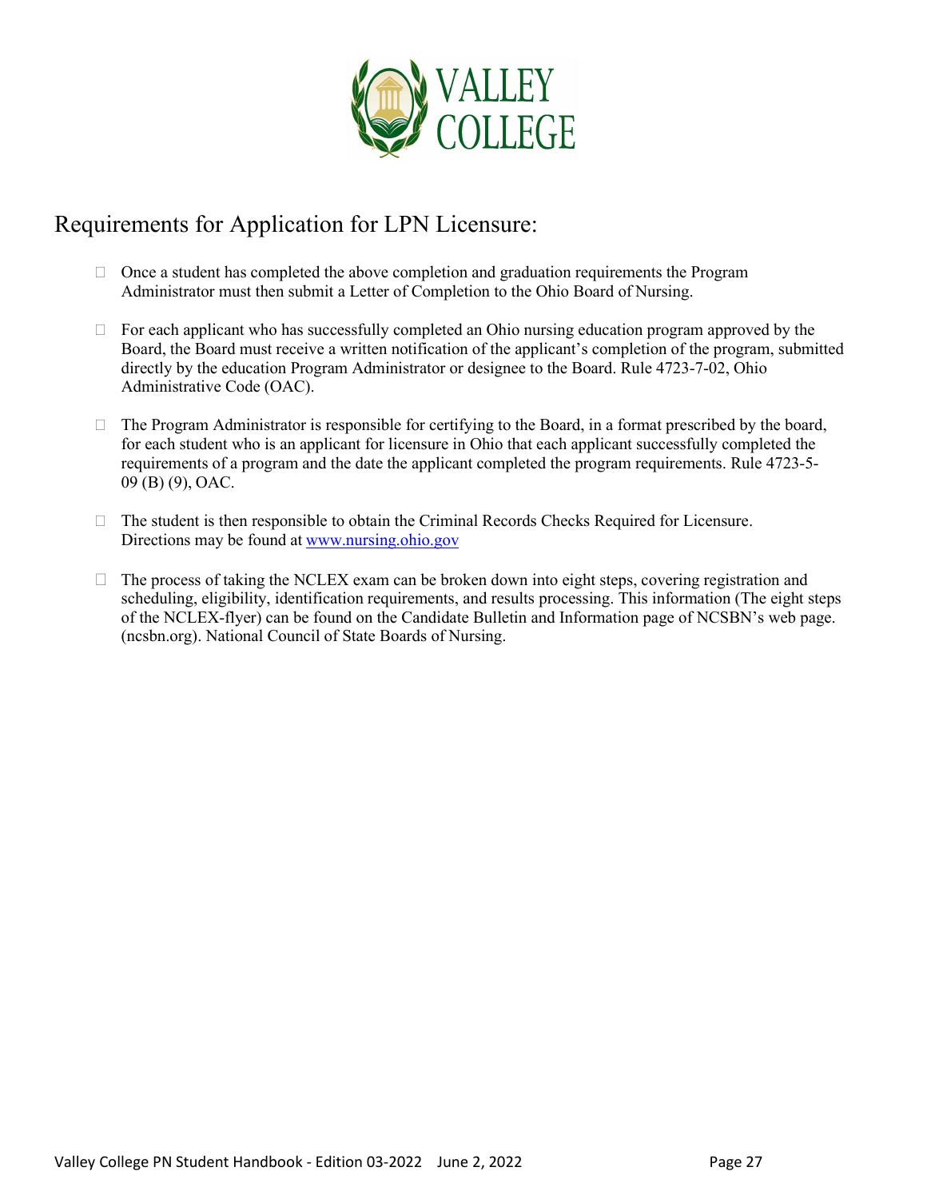## Requirements for Application for LPN Licensure:

- Once a student has completed the above completion and graduation requirements the Program Administrator must then submit a Letter of Completion to the Ohio Board of Nursing.

- For each applicant who has successfully completed an Ohio nursing education program approved by the Board, the Board must receive a written notification of the applicant's completion of the program, submitted directly by the education Program Administrator or designee to the Board. Rule 4723-7-02, Ohio Administrative Code (OAC).

- The Program Administrator is responsible for certifying to the Board, in a format prescribed by the board, for each student who is an applicant for licensure in Ohio that each applicant successfully completed the requirements of a program and the date the applicant completed the program requirements. Rule 4723-5-09 (B) (9), OAC.

- The student is then responsible to obtain the Criminal Records Checks Required for Licensure. Directions may be found at [www.nursing.ohio.gov](www.nursing.ohio.gov)

- The process of taking the NCLEX exam can be broken down into eight steps, covering registration and scheduling, eligibility, identification requirements, and results processing. This information (The eight steps of the NCLEX-flyer) can be found on the Candidate Bulletin and Information page of NCSBN's web page. (ncsbn.org). National Council of State Boards of Nursing.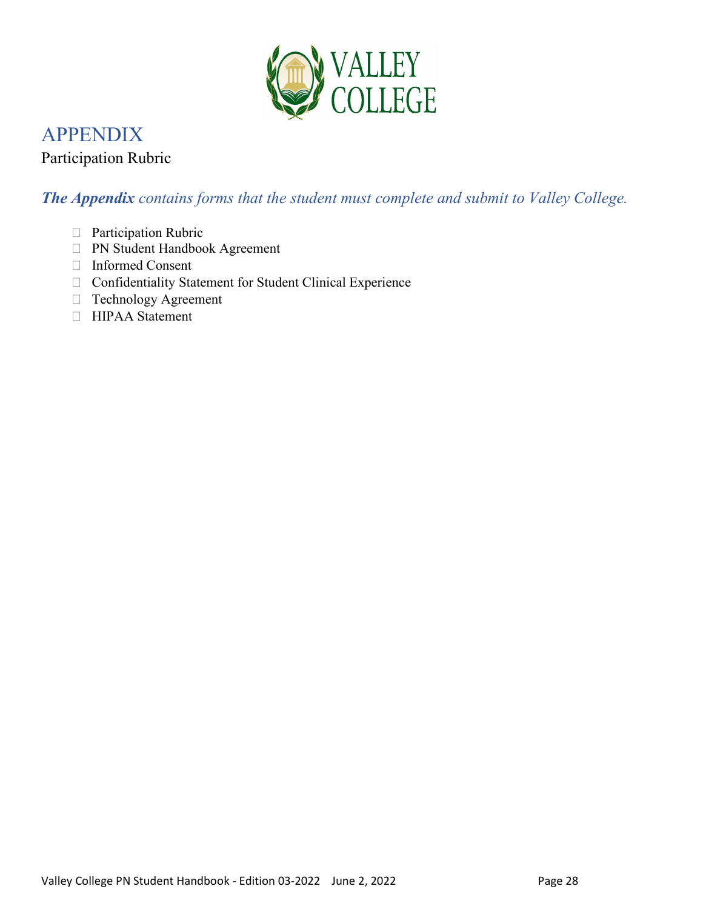# APPENDIX

Participation Rubric

***The Appendix** contains forms that the student must complete and submit to Valley College.*

- Participation Rubric
- PN Student Handbook Agreement
- Informed Consent
- Confidentiality Statement for Student Clinical Experience
- Technology Agreement
- HIPAA Statement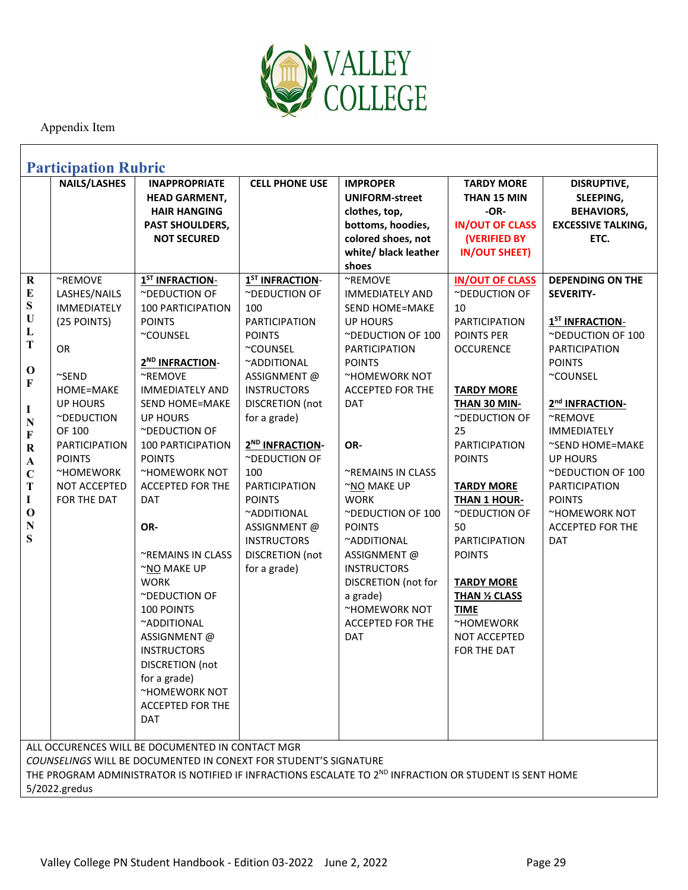Appendix Item

## Participation Rubric

| | NAILS/LASHES | INAPPROPRIATE HEAD GARMENT, HAIR HANGING PAST SHOULDERS, NOT SECURED | CELL PHONE USE | IMPROPER UNIFORM-street clothes, top, bottoms, hoodies, colored shoes, not white/ black leather shoes | TARDY MORE THAN 15 MIN -OR- IN/OUT OF CLASS (VERIFIED BY IN/OUT SHEET) | DISRUPTIVE, SLEEPING, BEHAVIORS, EXCESSIVE TALKING, ETC. |
|---|---|---|---|---|---|---|
| **RESULT OF INFRACTIONS** | ~REMOVE LASHES/NAILS IMMEDIATELY (25 POINTS)<br><br>OR<br><br>~SEND HOME=MAKE UP HOURS<br>~DEDUCTION OF 100 PARTICIPATION POINTS<br>~HOMEWORK NOT ACCEPTED FOR THE DAT | **1ST INFRACTION-**<br>~DEDUCTION OF 100 PARTICIPATION POINTS<br>~COUNSEL<br><br>**2ND INFRACTION-**<br>~REMOVE IMMEDIATELY AND SEND HOME=MAKE UP HOURS<br>~DEDUCTION OF 100 PARTICIPATION POINTS<br>~HOMEWORK NOT ACCEPTED FOR THE DAT<br><br>**OR-**<br><br>~REMAINS IN CLASS<br>~NO MAKE UP WORK<br>~DEDUCTION OF 100 POINTS<br>~ADDITIONAL ASSIGNMENT @ INSTRUCTORS DISCRETION (not for a grade)<br>~HOMEWORK NOT ACCEPTED FOR THE DAT | **1ST INFRACTION-**<br>~DEDUCTION OF 100 PARTICIPATION POINTS<br>~COUNSEL<br>~ADDITIONAL ASSIGNMENT @ INSTRUCTORS DISCRETION (not for a grade)<br><br>**2ND INFRACTION-**<br>~DEDUCTION OF 100 PARTICIPATION POINTS<br>~ADDITIONAL ASSIGNMENT @ INSTRUCTORS DISCRETION (not for a grade) | ~REMOVE IMMEDIATELY AND SEND HOME=MAKE UP HOURS<br>~DEDUCTION OF 100 PARTICIPATION POINTS<br>~HOMEWORK NOT ACCEPTED FOR THE DAT<br><br>**OR-**<br><br>~REMAINS IN CLASS<br>~NO MAKE UP WORK<br>~DEDUCTION OF 100 POINTS<br>~ADDITIONAL ASSIGNMENT @ INSTRUCTORS DISCRETION (not for a grade)<br>~HOMEWORK NOT ACCEPTED FOR THE DAT | **IN/OUT OF CLASS**<br>~DEDUCTION OF 10 PARTICIPATION POINTS PER OCCURENCE<br><br>**TARDY MORE THAN 30 MIN-**<br>~DEDUCTION OF 25 PARTICIPATION POINTS<br><br>**TARDY MORE THAN 1 HOUR-**<br>~DEDUCTION OF 50 PARTICIPATION POINTS<br><br>**TARDY MORE THAN ½ CLASS TIME**<br>~HOMEWORK NOT ACCEPTED FOR THE DAT | **DEPENDING ON THE SEVERITY-**<br><br>**1ST INFRACTION-**<br>~DEDUCTION OF 100 PARTICIPATION POINTS<br>~COUNSEL<br><br>**2nd INFRACTION-**<br>~REMOVE IMMEDIATELY<br>~SEND HOME=MAKE UP HOURS<br>~DEDUCTION OF 100 PARTICIPATION POINTS<br>~HOMEWORK NOT ACCEPTED FOR THE DAT |

ALL OCCURENCES WILL BE DOCUMENTED IN CONTACT MGR
*COUNSELINGS* WILL BE DOCUMENTED IN CONEXT FOR STUDENT'S SIGNATURE
THE PROGRAM ADMINISTRATOR IS NOTIFIED IF INFRACTIONS ESCALATE TO 2ND INFRACTION OR STUDENT IS SENT HOME
5/2022.gredus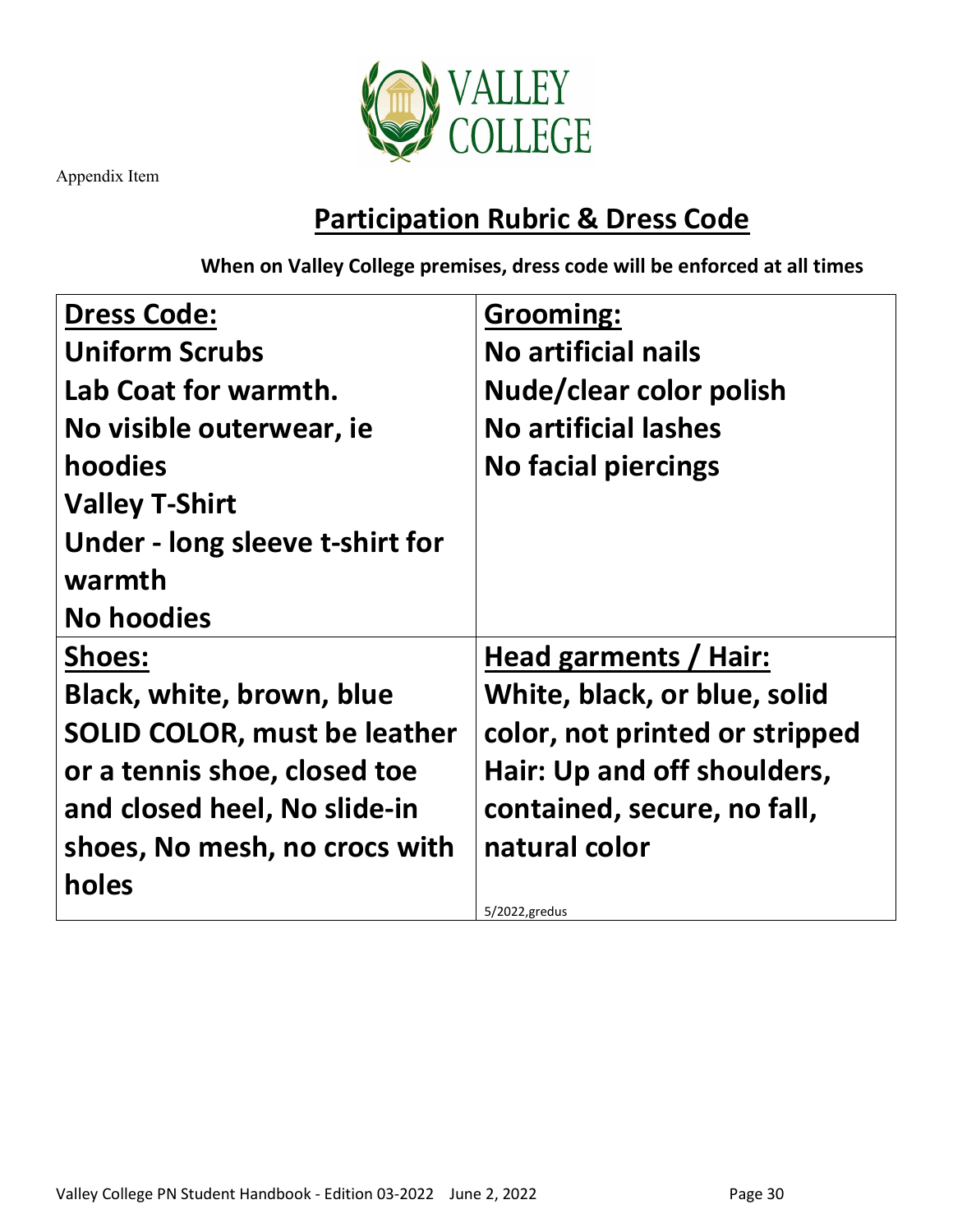Appendix Item

## Participation Rubric & Dress Code

**When on Valley College premises, dress code will be enforced at all times**

| Dress Code: | Grooming: |
|---|---|
| **Uniform Scrubs**<br>**Lab Coat for warmth.**<br>**No visible outerwear, ie hoodies**<br>**Valley T-Shirt**<br>**Under - long sleeve t-shirt for warmth**<br>**No hoodies** | **No artificial nails**<br>**Nude/clear color polish**<br>**No artificial lashes**<br>**No facial piercings** |
| **Shoes:** | **Head garments / Hair:** |
| **Black, white, brown, blue SOLID COLOR, must be leather or a tennis shoe, closed toe and closed heel, No slide-in shoes, No mesh, no crocs with holes** | **White, black, or blue, solid color, not printed or stripped**<br>**Hair: Up and off shoulders, contained, secure, no fall, natural color**<br>5/2022,gredus |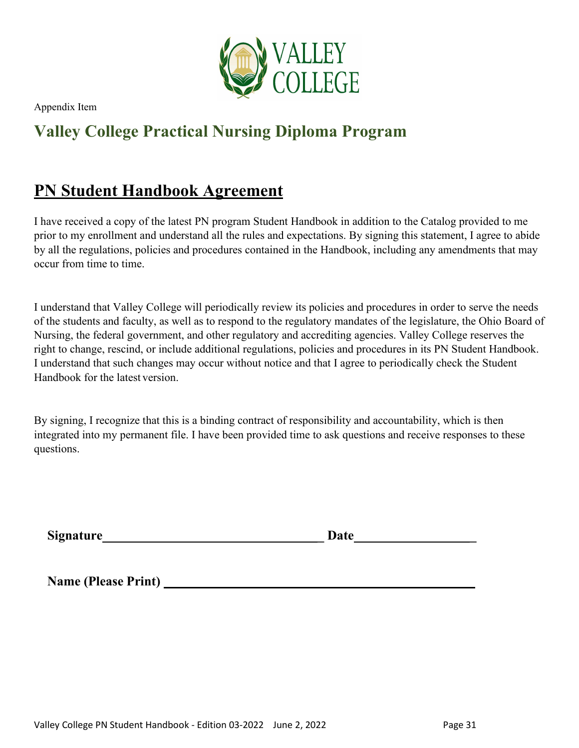Appendix Item

## Valley College Practical Nursing Diploma Program

# PN Student Handbook Agreement

I have received a copy of the latest PN program Student Handbook in addition to the Catalog provided to me prior to my enrollment and understand all the rules and expectations. By signing this statement, I agree to abide by all the regulations, policies and procedures contained in the Handbook, including any amendments that may occur from time to time.

I understand that Valley College will periodically review its policies and procedures in order to serve the needs of the students and faculty, as well as to respond to the regulatory mandates of the legislature, the Ohio Board of Nursing, the federal government, and other regulatory and accrediting agencies. Valley College reserves the right to change, rescind, or include additional regulations, policies and procedures in its PN Student Handbook. I understand that such changes may occur without notice and that I agree to periodically check the Student Handbook for the latest version.

By signing, I recognize that this is a binding contract of responsibility and accountability, which is then integrated into my permanent file. I have been provided time to ask questions and receive responses to these questions.

**Signature**___________________________________ **Date**___________________

**Name (Please Print)** ________________________________________________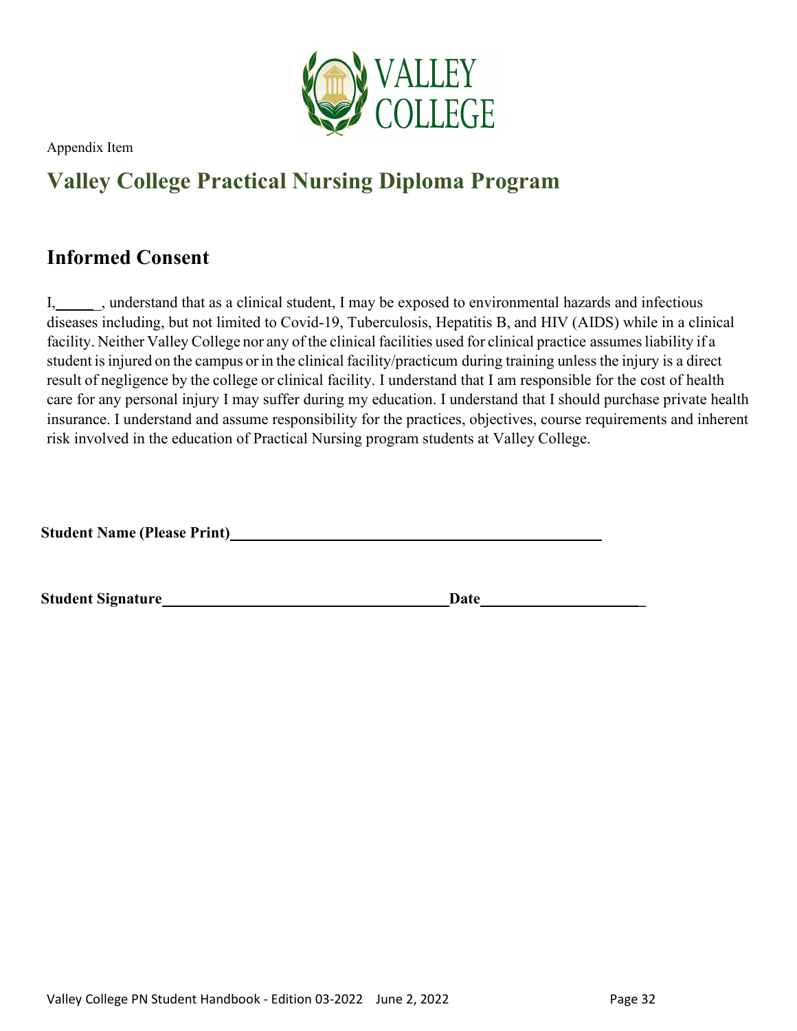Appendix Item

# Valley College Practical Nursing Diploma Program

## Informed Consent

I,______, understand that as a clinical student, I may be exposed to environmental hazards and infectious diseases including, but not limited to Covid-19, Tuberculosis, Hepatitis B, and HIV (AIDS) while in a clinical facility. Neither Valley College nor any of the clinical facilities used for clinical practice assumes liability if a student is injured on the campus or in the clinical facility/practicum during training unless the injury is a direct result of negligence by the college or clinical facility. I understand that I am responsible for the cost of health care for any personal injury I may suffer during my education. I understand that I should purchase private health insurance. I understand and assume responsibility for the practices, objectives, course requirements and inherent risk involved in the education of Practical Nursing program students at Valley College.

**Student Name (Please Print)**_______________________________________________

**Student Signature**____________________________________ **Date**_____________________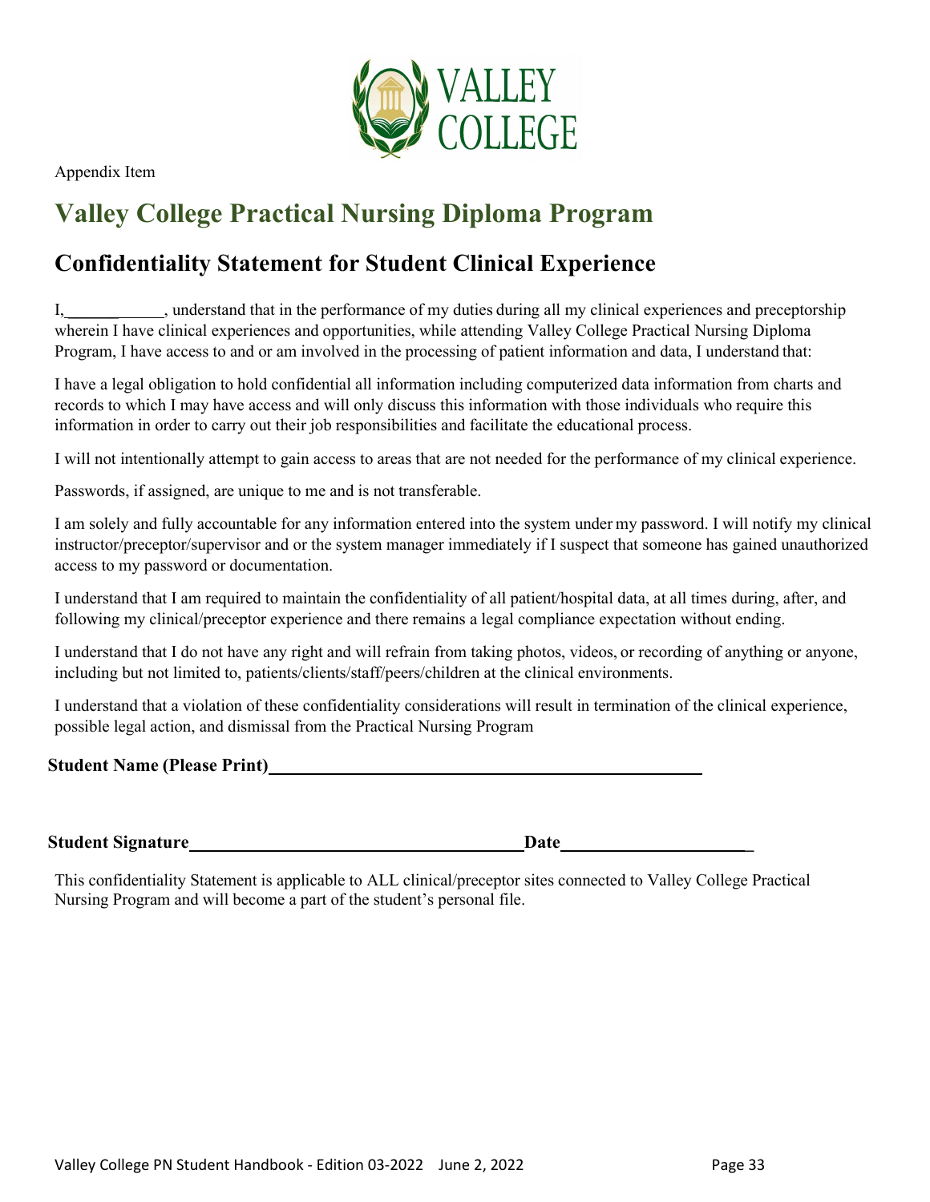Appendix Item

# Valley College Practical Nursing Diploma Program

## Confidentiality Statement for Student Clinical Experience

I,____________, understand that in the performance of my duties during all my clinical experiences and preceptorship wherein I have clinical experiences and opportunities, while attending Valley College Practical Nursing Diploma Program, I have access to and or am involved in the processing of patient information and data, I understand that:

I have a legal obligation to hold confidential all information including computerized data information from charts and records to which I may have access and will only discuss this information with those individuals who require this information in order to carry out their job responsibilities and facilitate the educational process.

I will not intentionally attempt to gain access to areas that are not needed for the performance of my clinical experience.

Passwords, if assigned, are unique to me and is not transferable.

I am solely and fully accountable for any information entered into the system under my password. I will notify my clinical instructor/preceptor/supervisor and or the system manager immediately if I suspect that someone has gained unauthorized access to my password or documentation.

I understand that I am required to maintain the confidentiality of all patient/hospital data, at all times during, after, and following my clinical/preceptor experience and there remains a legal compliance expectation without ending.

I understand that I do not have any right and will refrain from taking photos, videos, or recording of anything or anyone, including but not limited to, patients/clients/staff/peers/children at the clinical environments.

I understand that a violation of these confidentiality considerations will result in termination of the clinical experience, possible legal action, and dismissal from the Practical Nursing Program

**Student Name (Please Print)**_______________________________________________

**Student Signature**__________________________________ **Date**____________________

This confidentiality Statement is applicable to ALL clinical/preceptor sites connected to Valley College Practical Nursing Program and will become a part of the student's personal file.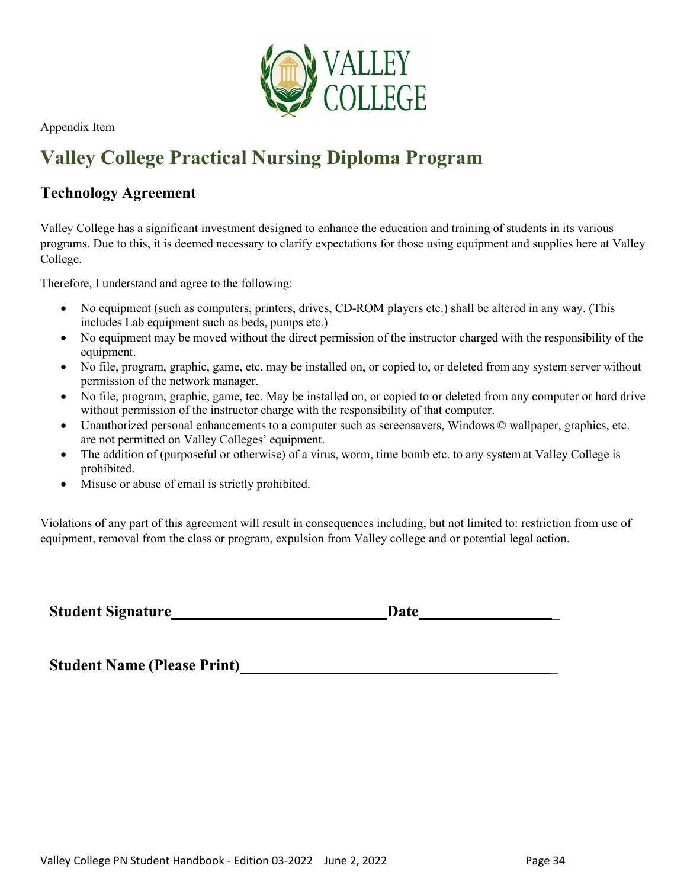Appendix Item

# Valley College Practical Nursing Diploma Program

## Technology Agreement

Valley College has a significant investment designed to enhance the education and training of students in its various programs. Due to this, it is deemed necessary to clarify expectations for those using equipment and supplies here at Valley College.

Therefore, I understand and agree to the following:

- No equipment (such as computers, printers, drives, CD-ROM players etc.) shall be altered in any way. (This includes Lab equipment such as beds, pumps etc.)
- No equipment may be moved without the direct permission of the instructor charged with the responsibility of the equipment.
- No file, program, graphic, game, etc. may be installed on, or copied to, or deleted from any system server without permission of the network manager.
- No file, program, graphic, game, tec. May be installed on, or copied to or deleted from any computer or hard drive without permission of the instructor charge with the responsibility of that computer.
- Unauthorized personal enhancements to a computer such as screensavers, Windows © wallpaper, graphics, etc. are not permitted on Valley Colleges' equipment.
- The addition of (purposeful or otherwise) of a virus, worm, time bomb etc. to any system at Valley College is prohibited.
- Misuse or abuse of email is strictly prohibited.

Violations of any part of this agreement will result in consequences including, but not limited to: restriction from use of equipment, removal from the class or program, expulsion from Valley college and or potential legal action.

**Student Signature**\_\_\_\_\_\_\_\_\_\_\_\_\_\_\_\_\_\_\_\_\_\_\_\_\_\_\_\_ **Date**\_\_\_\_\_\_\_\_\_\_\_\_\_\_\_\_\_\_

**Student Name (Please Print)**\_\_\_\_\_\_\_\_\_\_\_\_\_\_\_\_\_\_\_\_\_\_\_\_\_\_\_\_\_\_\_\_\_\_\_\_\_\_\_\_\_\_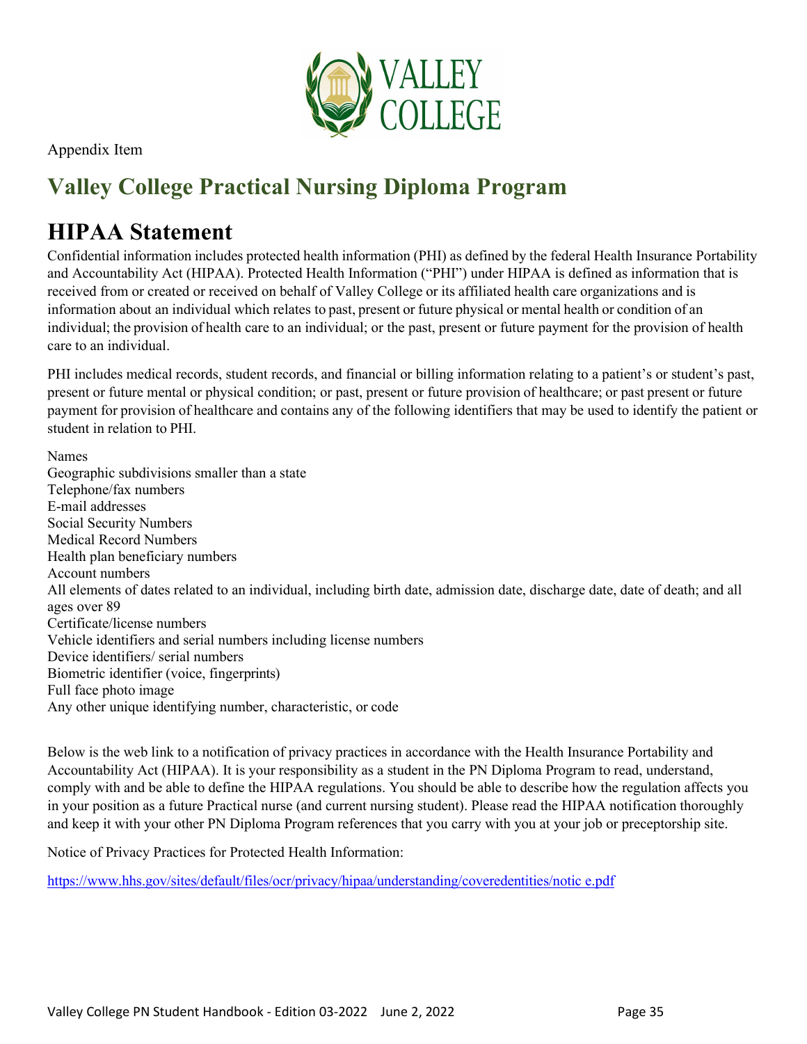Appendix Item

# Valley College Practical Nursing Diploma Program

## HIPAA Statement

Confidential information includes protected health information (PHI) as defined by the federal Health Insurance Portability and Accountability Act (HIPAA). Protected Health Information ("PHI") under HIPAA is defined as information that is received from or created or received on behalf of Valley College or its affiliated health care organizations and is information about an individual which relates to past, present or future physical or mental health or condition of an individual; the provision of health care to an individual; or the past, present or future payment for the provision of health care to an individual.

PHI includes medical records, student records, and financial or billing information relating to a patient's or student's past, present or future mental or physical condition; or past, present or future provision of healthcare; or past present or future payment for provision of healthcare and contains any of the following identifiers that may be used to identify the patient or student in relation to PHI.

Names
Geographic subdivisions smaller than a state
Telephone/fax numbers
E-mail addresses
Social Security Numbers
Medical Record Numbers
Health plan beneficiary numbers
Account numbers
All elements of dates related to an individual, including birth date, admission date, discharge date, date of death; and all ages over 89
Certificate/license numbers
Vehicle identifiers and serial numbers including license numbers
Device identifiers/ serial numbers
Biometric identifier (voice, fingerprints)
Full face photo image
Any other unique identifying number, characteristic, or code

Below is the web link to a notification of privacy practices in accordance with the Health Insurance Portability and Accountability Act (HIPAA). It is your responsibility as a student in the PN Diploma Program to read, understand, comply with and be able to define the HIPAA regulations. You should be able to describe how the regulation affects you in your position as a future Practical nurse (and current nursing student). Please read the HIPAA notification thoroughly and keep it with your other PN Diploma Program references that you carry with you at your job or preceptorship site.

Notice of Privacy Practices for Protected Health Information:

https://www.hhs.gov/sites/default/files/ocr/privacy/hipaa/understanding/coveredentities/notic e.pdf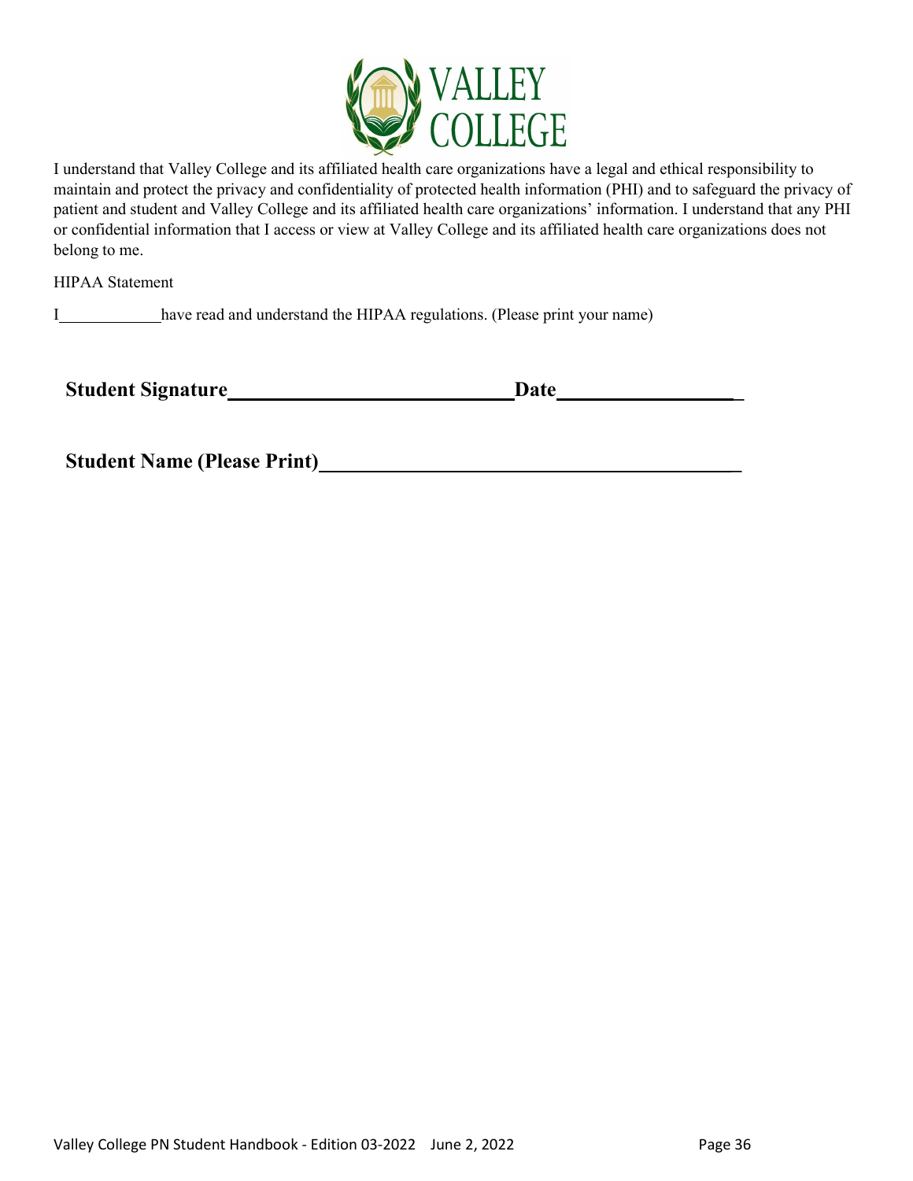VALLEY COLLEGE

I understand that Valley College and its affiliated health care organizations have a legal and ethical responsibility to maintain and protect the privacy and confidentiality of protected health information (PHI) and to safeguard the privacy of patient and student and Valley College and its affiliated health care organizations' information. I understand that any PHI or confidential information that I access or view at Valley College and its affiliated health care organizations does not belong to me.

HIPAA Statement

I____________ have read and understand the HIPAA regulations. (Please print your name)

**Student Signature**____________________________ **Date**_________________

**Student Name (Please Print)**_________________________________________